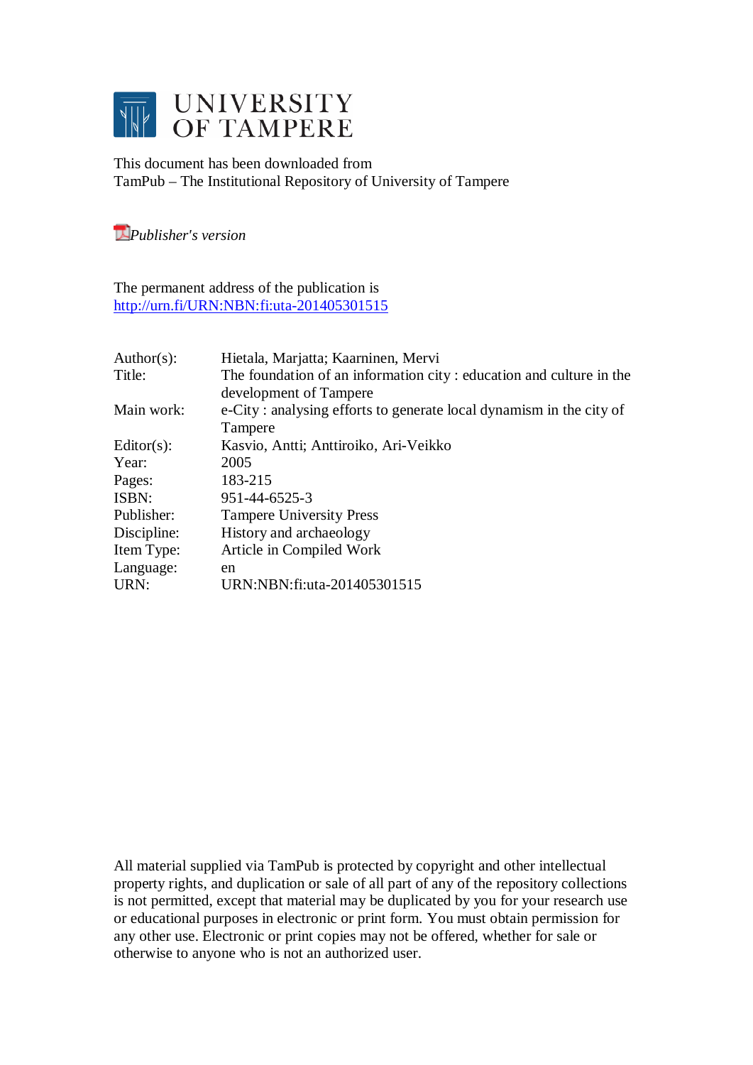# UNIVERSITY OF TAMPERE

This document has been downloaded from
TamPub – The Institutional Repository of University of Tampere

*Publisher's version*

The permanent address of the publication is
http://urn.fi/URN:NBN:fi:uta-201405301515

| | |
|---|---|
| Author(s): | Hietala, Marjatta; Kaarninen, Mervi |
| Title: | The foundation of an information city : education and culture in the development of Tampere |
| Main work: | e-City : analysing efforts to generate local dynamism in the city of Tampere |
| Editor(s): | Kasvio, Antti; Anttiroiko, Ari-Veikko |
| Year: | 2005 |
| Pages: | 183-215 |
| ISBN: | 951-44-6525-3 |
| Publisher: | Tampere University Press |
| Discipline: | History and archaeology |
| Item Type: | Article in Compiled Work |
| Language: | en |
| URN: | URN:NBN:fi:uta-201405301515 |

All material supplied via TamPub is protected by copyright and other intellectual property rights, and duplication or sale of all part of any of the repository collections is not permitted, except that material may be duplicated by you for your research use or educational purposes in electronic or print form. You must obtain permission for any other use. Electronic or print copies may not be offered, whether for sale or otherwise to anyone who is not an authorized user.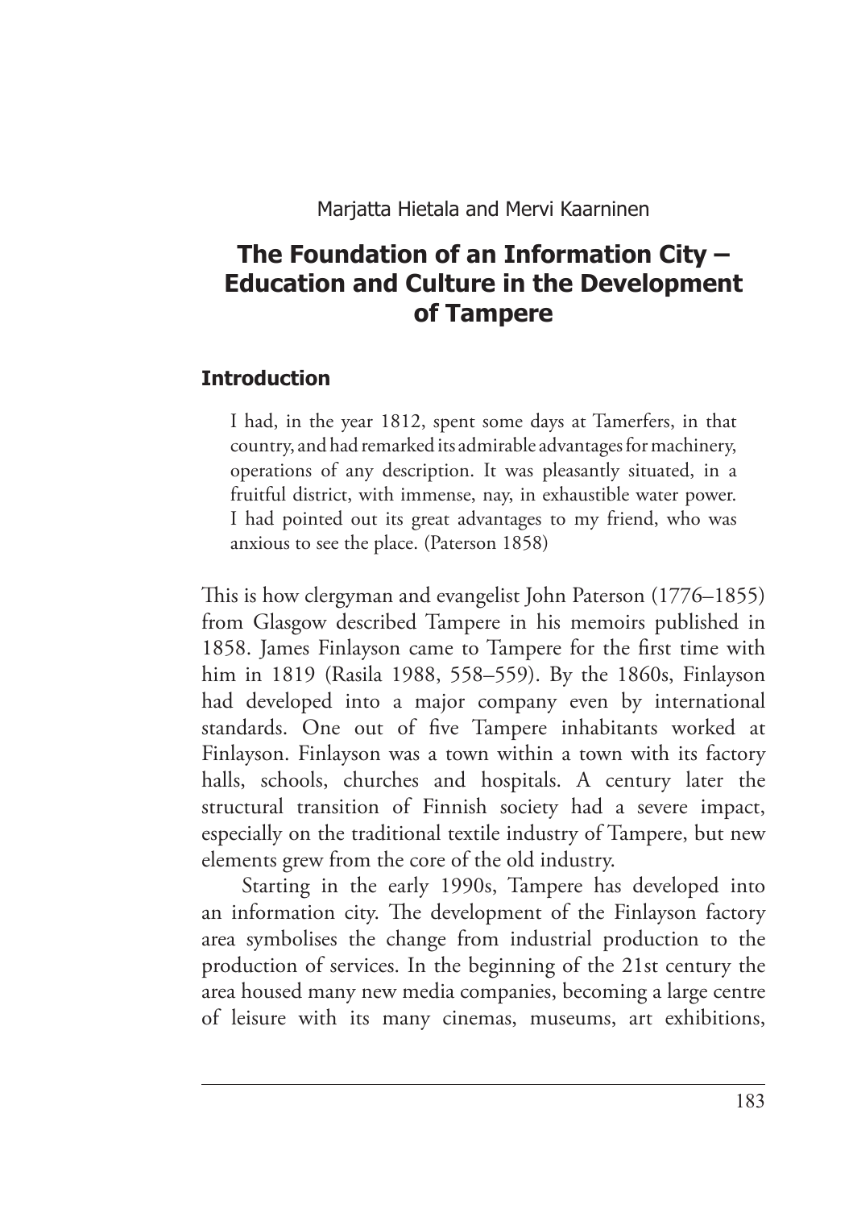Marjatta Hietala and Mervi Kaarninen

# The Foundation of an Information City – Education and Culture in the Development of Tampere

## Introduction

> I had, in the year 1812, spent some days at Tamerfers, in that country, and had remarked its admirable advantages for machinery, operations of any description. It was pleasantly situated, in a fruitful district, with immense, nay, in exhaustible water power. I had pointed out its great advantages to my friend, who was anxious to see the place. (Paterson 1858)

This is how clergyman and evangelist John Paterson (1776–1855) from Glasgow described Tampere in his memoirs published in 1858. James Finlayson came to Tampere for the first time with him in 1819 (Rasila 1988, 558–559). By the 1860s, Finlayson had developed into a major company even by international standards. One out of five Tampere inhabitants worked at Finlayson. Finlayson was a town within a town with its factory halls, schools, churches and hospitals. A century later the structural transition of Finnish society had a severe impact, especially on the traditional textile industry of Tampere, but new elements grew from the core of the old industry.

Starting in the early 1990s, Tampere has developed into an information city. The development of the Finlayson factory area symbolises the change from industrial production to the production of services. In the beginning of the 21st century the area housed many new media companies, becoming a large centre of leisure with its many cinemas, museums, art exhibitions,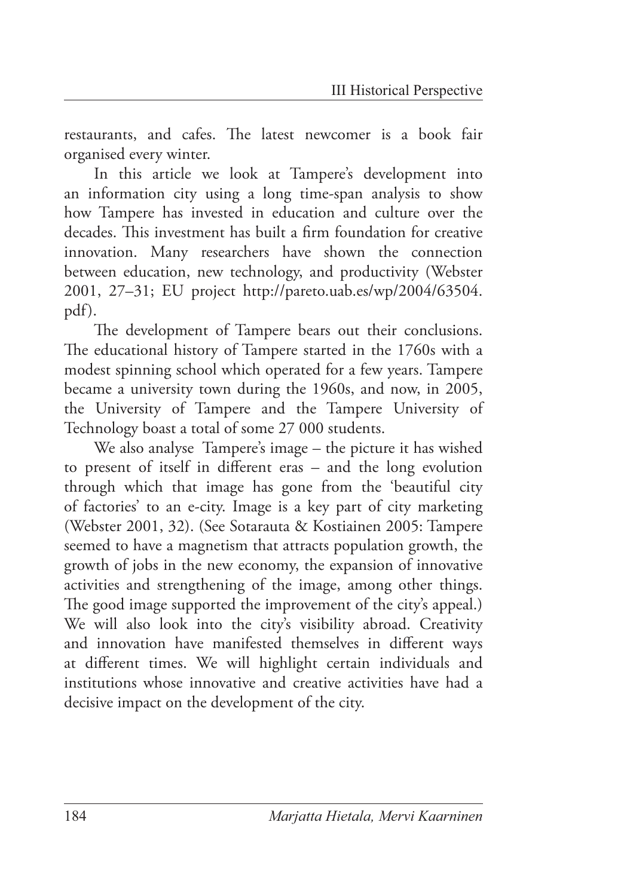restaurants, and cafes. The latest newcomer is a book fair organised every winter.

In this article we look at Tampere's development into an information city using a long time-span analysis to show how Tampere has invested in education and culture over the decades. This investment has built a firm foundation for creative innovation. Many researchers have shown the connection between education, new technology, and productivity (Webster 2001, 27–31; EU project http://pareto.uab.es/wp/2004/63504.pdf).

The development of Tampere bears out their conclusions. The educational history of Tampere started in the 1760s with a modest spinning school which operated for a few years. Tampere became a university town during the 1960s, and now, in 2005, the University of Tampere and the Tampere University of Technology boast a total of some 27 000 students.

We also analyse Tampere's image – the picture it has wished to present of itself in different eras – and the long evolution through which that image has gone from the 'beautiful city of factories' to an e-city. Image is a key part of city marketing (Webster 2001, 32). (See Sotarauta & Kostiainen 2005: Tampere seemed to have a magnetism that attracts population growth, the growth of jobs in the new economy, the expansion of innovative activities and strengthening of the image, among other things. The good image supported the improvement of the city's appeal.) We will also look into the city's visibility abroad. Creativity and innovation have manifested themselves in different ways at different times. We will highlight certain individuals and institutions whose innovative and creative activities have had a decisive impact on the development of the city.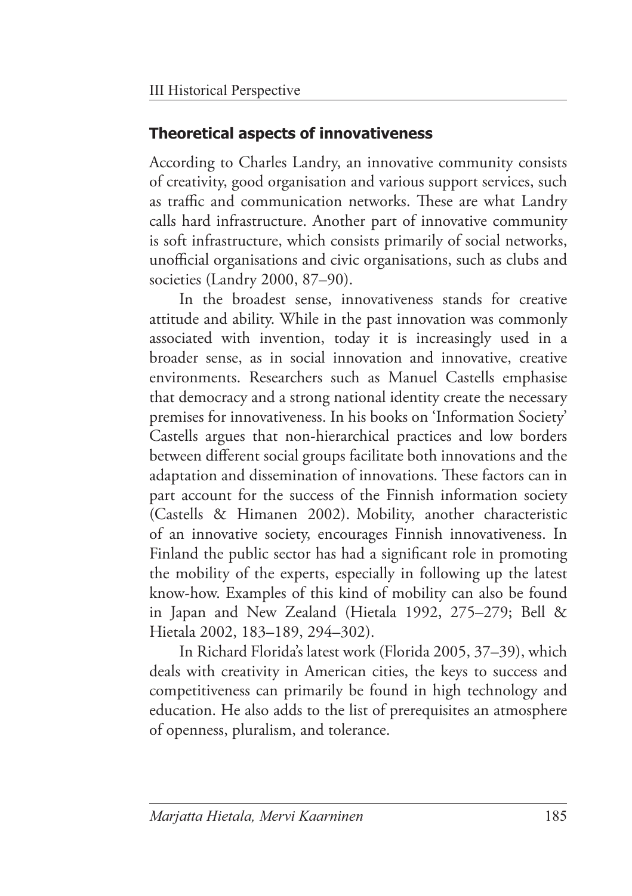## Theoretical aspects of innovativeness

According to Charles Landry, an innovative community consists of creativity, good organisation and various support services, such as traffic and communication networks. These are what Landry calls hard infrastructure. Another part of innovative community is soft infrastructure, which consists primarily of social networks, unofficial organisations and civic organisations, such as clubs and societies (Landry 2000, 87–90).

In the broadest sense, innovativeness stands for creative attitude and ability. While in the past innovation was commonly associated with invention, today it is increasingly used in a broader sense, as in social innovation and innovative, creative environments. Researchers such as Manuel Castells emphasise that democracy and a strong national identity create the necessary premises for innovativeness. In his books on 'Information Society' Castells argues that non-hierarchical practices and low borders between different social groups facilitate both innovations and the adaptation and dissemination of innovations. These factors can in part account for the success of the Finnish information society (Castells & Himanen 2002). Mobility, another characteristic of an innovative society, encourages Finnish innovativeness. In Finland the public sector has had a significant role in promoting the mobility of the experts, especially in following up the latest know-how. Examples of this kind of mobility can also be found in Japan and New Zealand (Hietala 1992, 275–279; Bell & Hietala 2002, 183–189, 294–302).

In Richard Florida's latest work (Florida 2005, 37–39), which deals with creativity in American cities, the keys to success and competitiveness can primarily be found in high technology and education. He also adds to the list of prerequisites an atmosphere of openness, pluralism, and tolerance.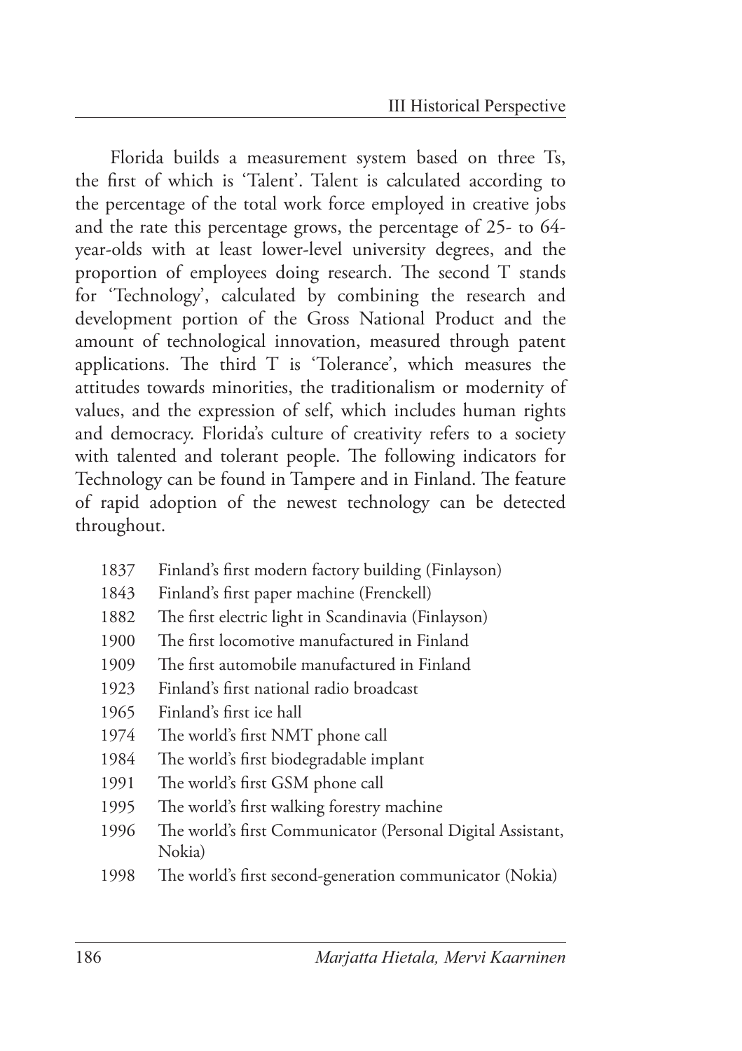Florida builds a measurement system based on three Ts, the first of which is 'Talent'. Talent is calculated according to the percentage of the total work force employed in creative jobs and the rate this percentage grows, the percentage of 25- to 64-year-olds with at least lower-level university degrees, and the proportion of employees doing research. The second T stands for 'Technology', calculated by combining the research and development portion of the Gross National Product and the amount of technological innovation, measured through patent applications. The third T is 'Tolerance', which measures the attitudes towards minorities, the traditionalism or modernity of values, and the expression of self, which includes human rights and democracy. Florida's culture of creativity refers to a society with talented and tolerant people. The following indicators for Technology can be found in Tampere and in Finland. The feature of rapid adoption of the newest technology can be detected throughout.

- 1837 Finland's first modern factory building (Finlayson)
- 1843 Finland's first paper machine (Frenckell)
- 1882 The first electric light in Scandinavia (Finlayson)
- 1900 The first locomotive manufactured in Finland
- 1909 The first automobile manufactured in Finland
- 1923 Finland's first national radio broadcast
- 1965 Finland's first ice hall
- 1974 The world's first NMT phone call
- 1984 The world's first biodegradable implant
- 1991 The world's first GSM phone call
- 1995 The world's first walking forestry machine
- 1996 The world's first Communicator (Personal Digital Assistant, Nokia)
- 1998 The world's first second-generation communicator (Nokia)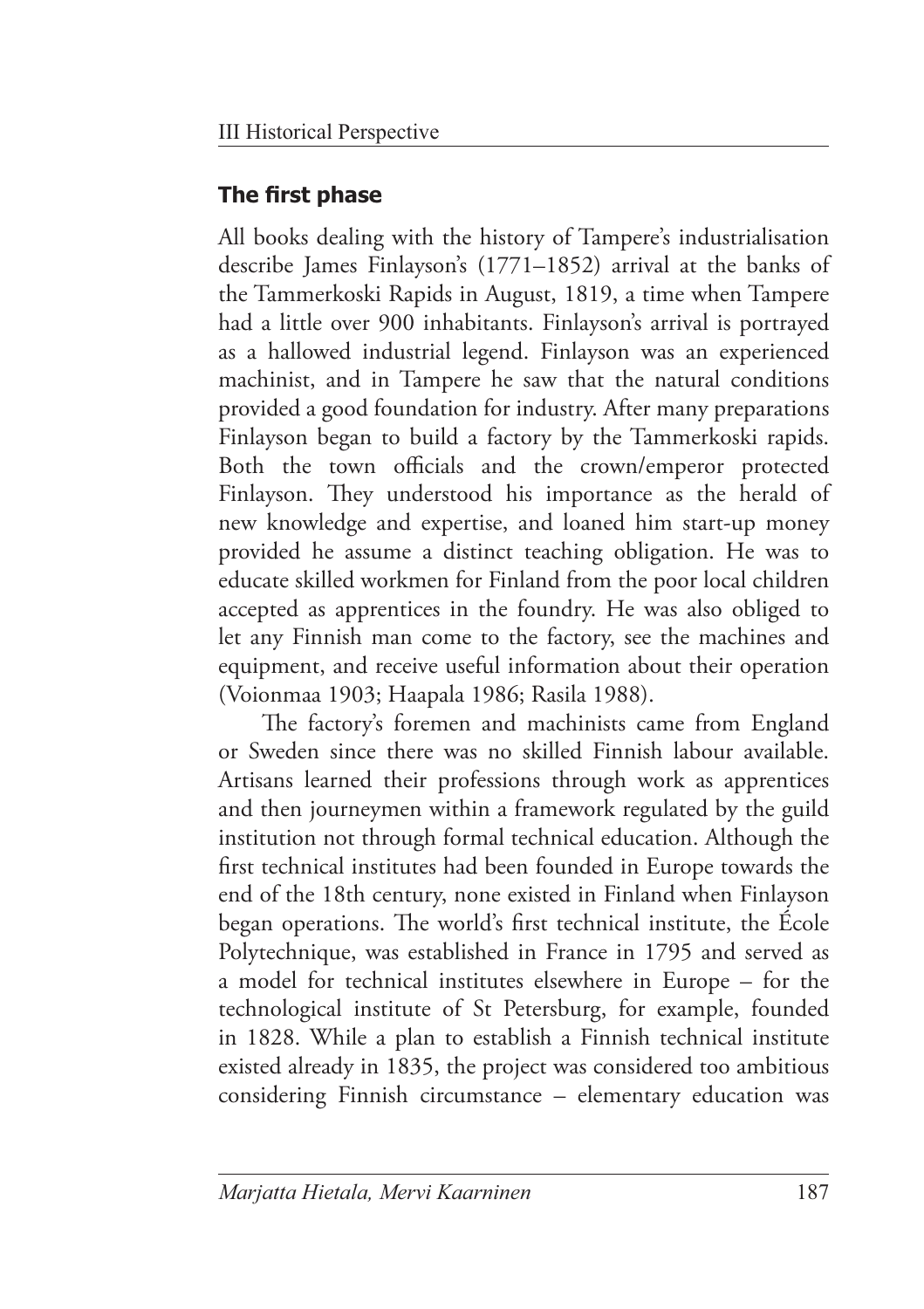## The first phase

All books dealing with the history of Tampere's industrialisation describe James Finlayson's (1771–1852) arrival at the banks of the Tammerkoski Rapids in August, 1819, a time when Tampere had a little over 900 inhabitants. Finlayson's arrival is portrayed as a hallowed industrial legend. Finlayson was an experienced machinist, and in Tampere he saw that the natural conditions provided a good foundation for industry. After many preparations Finlayson began to build a factory by the Tammerkoski rapids. Both the town officials and the crown/emperor protected Finlayson. They understood his importance as the herald of new knowledge and expertise, and loaned him start-up money provided he assume a distinct teaching obligation. He was to educate skilled workmen for Finland from the poor local children accepted as apprentices in the foundry. He was also obliged to let any Finnish man come to the factory, see the machines and equipment, and receive useful information about their operation (Voionmaa 1903; Haapala 1986; Rasila 1988).

The factory's foremen and machinists came from England or Sweden since there was no skilled Finnish labour available. Artisans learned their professions through work as apprentices and then journeymen within a framework regulated by the guild institution not through formal technical education. Although the first technical institutes had been founded in Europe towards the end of the 18th century, none existed in Finland when Finlayson began operations. The world's first technical institute, the École Polytechnique, was established in France in 1795 and served as a model for technical institutes elsewhere in Europe – for the technological institute of St Petersburg, for example, founded in 1828. While a plan to establish a Finnish technical institute existed already in 1835, the project was considered too ambitious considering Finnish circumstance – elementary education was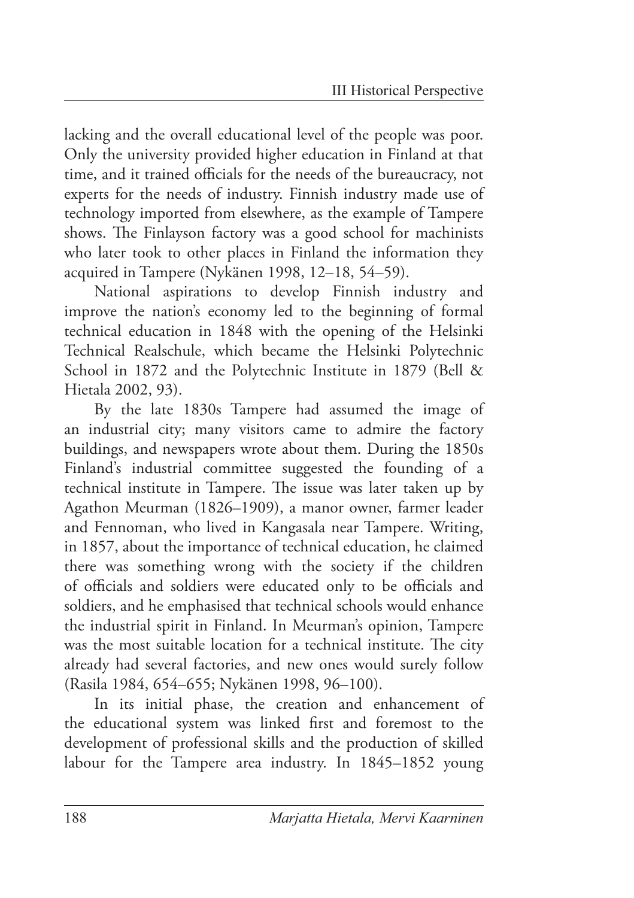lacking and the overall educational level of the people was poor. Only the university provided higher education in Finland at that time, and it trained officials for the needs of the bureaucracy, not experts for the needs of industry. Finnish industry made use of technology imported from elsewhere, as the example of Tampere shows. The Finlayson factory was a good school for machinists who later took to other places in Finland the information they acquired in Tampere (Nykänen 1998, 12–18, 54–59).

National aspirations to develop Finnish industry and improve the nation's economy led to the beginning of formal technical education in 1848 with the opening of the Helsinki Technical Realschule, which became the Helsinki Polytechnic School in 1872 and the Polytechnic Institute in 1879 (Bell & Hietala 2002, 93).

By the late 1830s Tampere had assumed the image of an industrial city; many visitors came to admire the factory buildings, and newspapers wrote about them. During the 1850s Finland's industrial committee suggested the founding of a technical institute in Tampere. The issue was later taken up by Agathon Meurman (1826–1909), a manor owner, farmer leader and Fennoman, who lived in Kangasala near Tampere. Writing, in 1857, about the importance of technical education, he claimed there was something wrong with the society if the children of officials and soldiers were educated only to be officials and soldiers, and he emphasised that technical schools would enhance the industrial spirit in Finland. In Meurman's opinion, Tampere was the most suitable location for a technical institute. The city already had several factories, and new ones would surely follow (Rasila 1984, 654–655; Nykänen 1998, 96–100).

In its initial phase, the creation and enhancement of the educational system was linked first and foremost to the development of professional skills and the production of skilled labour for the Tampere area industry. In 1845–1852 young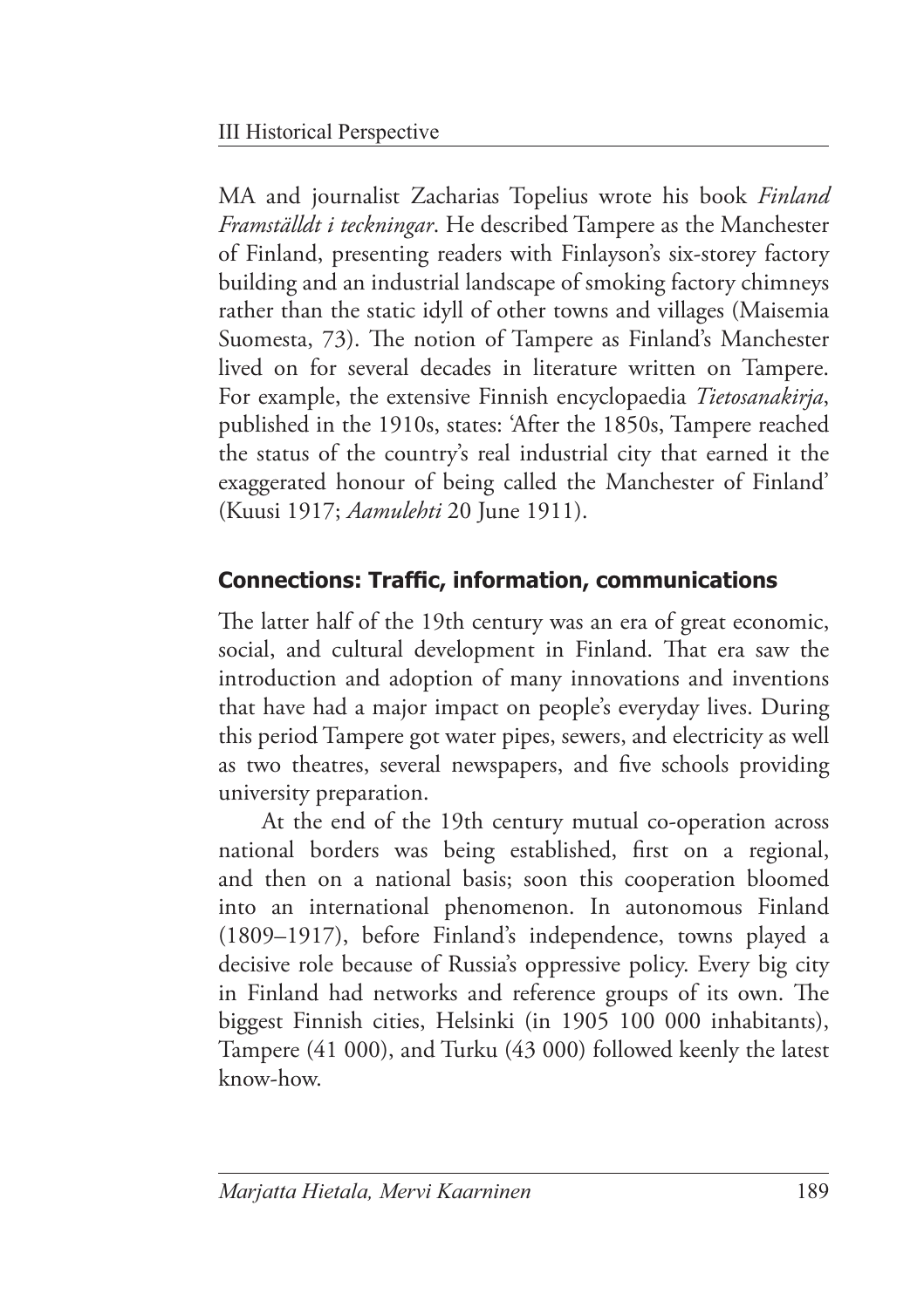MA and journalist Zacharias Topelius wrote his book *Finland Framställdt i teckningar*. He described Tampere as the Manchester of Finland, presenting readers with Finlayson's six-storey factory building and an industrial landscape of smoking factory chimneys rather than the static idyll of other towns and villages (Maisemia Suomesta, 73). The notion of Tampere as Finland's Manchester lived on for several decades in literature written on Tampere. For example, the extensive Finnish encyclopaedia *Tietosanakirja*, published in the 1910s, states: 'After the 1850s, Tampere reached the status of the country's real industrial city that earned it the exaggerated honour of being called the Manchester of Finland' (Kuusi 1917; *Aamulehti* 20 June 1911).

## Connections: Traffic, information, communications

The latter half of the 19th century was an era of great economic, social, and cultural development in Finland. That era saw the introduction and adoption of many innovations and inventions that have had a major impact on people's everyday lives. During this period Tampere got water pipes, sewers, and electricity as well as two theatres, several newspapers, and five schools providing university preparation.

At the end of the 19th century mutual co-operation across national borders was being established, first on a regional, and then on a national basis; soon this cooperation bloomed into an international phenomenon. In autonomous Finland (1809–1917), before Finland's independence, towns played a decisive role because of Russia's oppressive policy. Every big city in Finland had networks and reference groups of its own. The biggest Finnish cities, Helsinki (in 1905 100 000 inhabitants), Tampere (41 000), and Turku (43 000) followed keenly the latest know-how.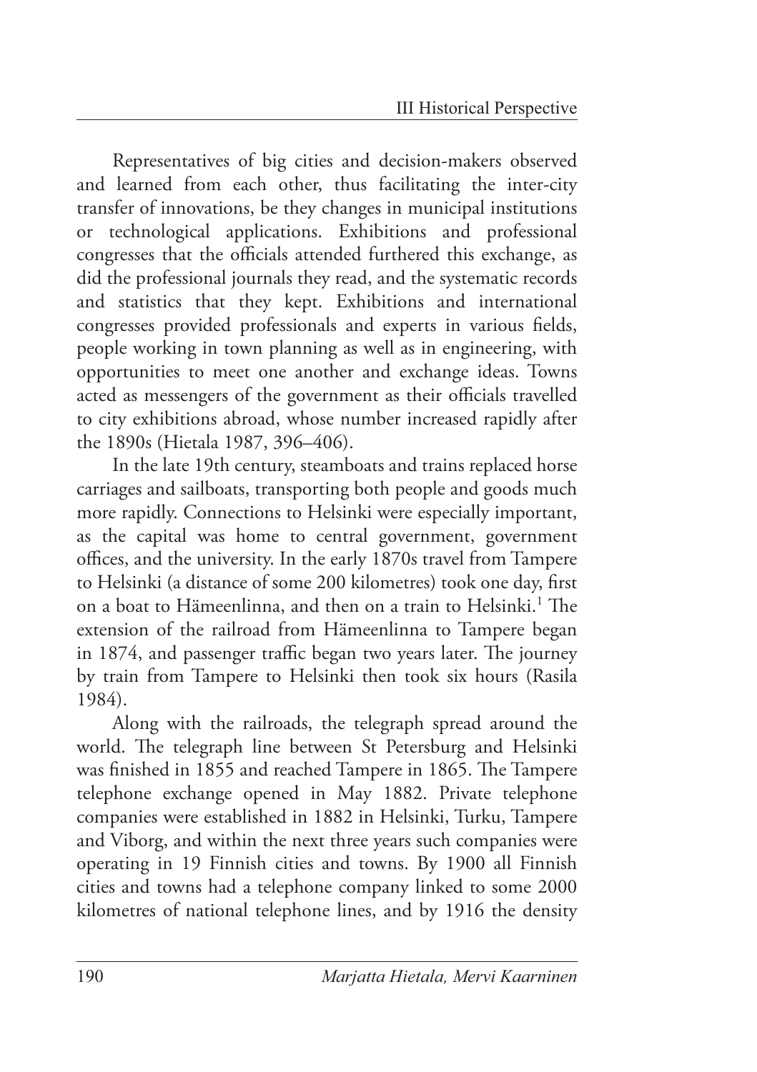Representatives of big cities and decision-makers observed and learned from each other, thus facilitating the inter-city transfer of innovations, be they changes in municipal institutions or technological applications. Exhibitions and professional congresses that the officials attended furthered this exchange, as did the professional journals they read, and the systematic records and statistics that they kept. Exhibitions and international congresses provided professionals and experts in various fields, people working in town planning as well as in engineering, with opportunities to meet one another and exchange ideas. Towns acted as messengers of the government as their officials travelled to city exhibitions abroad, whose number increased rapidly after the 1890s (Hietala 1987, 396–406).

In the late 19th century, steamboats and trains replaced horse carriages and sailboats, transporting both people and goods much more rapidly. Connections to Helsinki were especially important, as the capital was home to central government, government offices, and the university. In the early 1870s travel from Tampere to Helsinki (a distance of some 200 kilometres) took one day, first on a boat to Hämeenlinna, and then on a train to Helsinki.[1] The extension of the railroad from Hämeenlinna to Tampere began in 1874, and passenger traffic began two years later. The journey by train from Tampere to Helsinki then took six hours (Rasila 1984).

Along with the railroads, the telegraph spread around the world. The telegraph line between St Petersburg and Helsinki was finished in 1855 and reached Tampere in 1865. The Tampere telephone exchange opened in May 1882. Private telephone companies were established in 1882 in Helsinki, Turku, Tampere and Viborg, and within the next three years such companies were operating in 19 Finnish cities and towns. By 1900 all Finnish cities and towns had a telephone company linked to some 2000 kilometres of national telephone lines, and by 1916 the density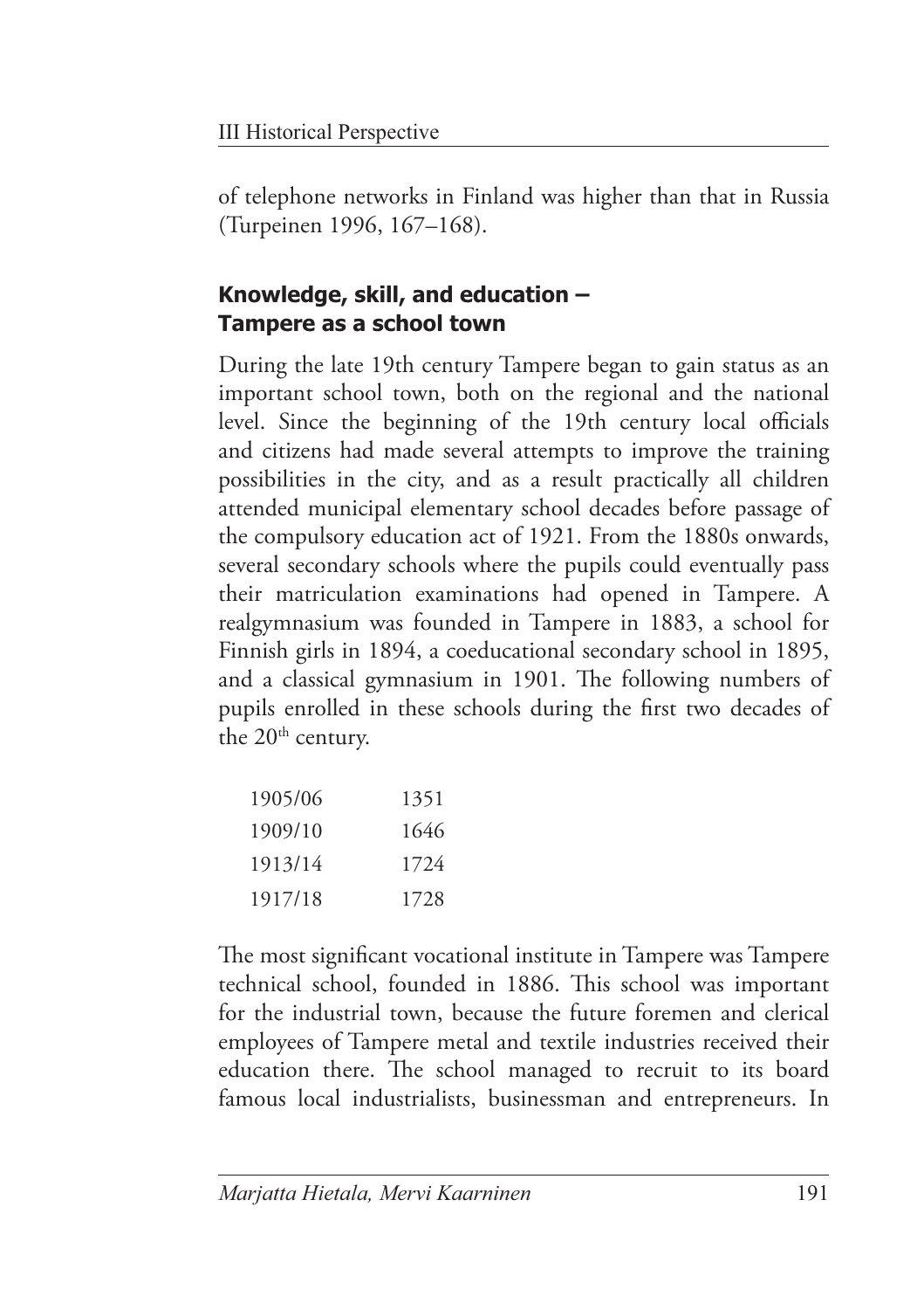of telephone networks in Finland was higher than that in Russia (Turpeinen 1996, 167–168).

## Knowledge, skill, and education – Tampere as a school town

During the late 19th century Tampere began to gain status as an important school town, both on the regional and the national level. Since the beginning of the 19th century local officials and citizens had made several attempts to improve the training possibilities in the city, and as a result practically all children attended municipal elementary school decades before passage of the compulsory education act of 1921. From the 1880s onwards, several secondary schools where the pupils could eventually pass their matriculation examinations had opened in Tampere. A realgymnasium was founded in Tampere in 1883, a school for Finnish girls in 1894, a coeducational secondary school in 1895, and a classical gymnasium in 1901. The following numbers of pupils enrolled in these schools during the first two decades of the 20th century.

| | |
|---|---|
| 1905/06 | 1351 |
| 1909/10 | 1646 |
| 1913/14 | 1724 |
| 1917/18 | 1728 |

The most significant vocational institute in Tampere was Tampere technical school, founded in 1886. This school was important for the industrial town, because the future foremen and clerical employees of Tampere metal and textile industries received their education there. The school managed to recruit to its board famous local industrialists, businessman and entrepreneurs. In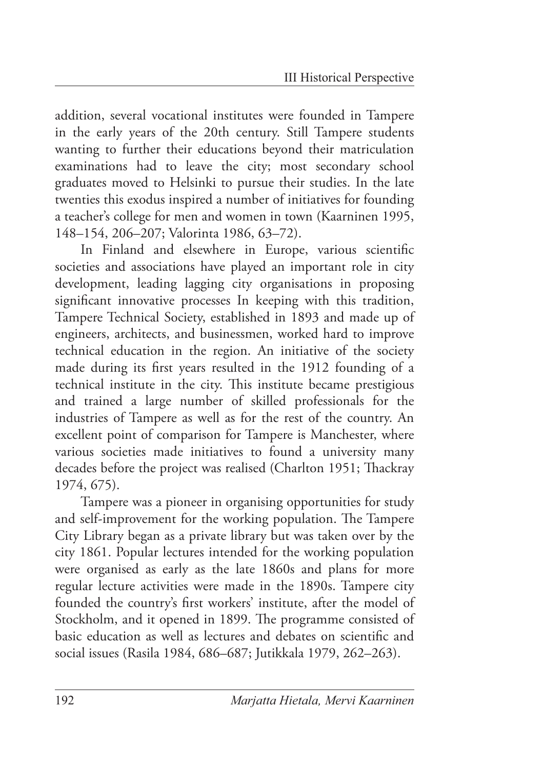addition, several vocational institutes were founded in Tampere in the early years of the 20th century. Still Tampere students wanting to further their educations beyond their matriculation examinations had to leave the city; most secondary school graduates moved to Helsinki to pursue their studies. In the late twenties this exodus inspired a number of initiatives for founding a teacher's college for men and women in town (Kaarninen 1995, 148–154, 206–207; Valorinta 1986, 63–72).

In Finland and elsewhere in Europe, various scientific societies and associations have played an important role in city development, leading lagging city organisations in proposing significant innovative processes In keeping with this tradition, Tampere Technical Society, established in 1893 and made up of engineers, architects, and businessmen, worked hard to improve technical education in the region. An initiative of the society made during its first years resulted in the 1912 founding of a technical institute in the city. This institute became prestigious and trained a large number of skilled professionals for the industries of Tampere as well as for the rest of the country. An excellent point of comparison for Tampere is Manchester, where various societies made initiatives to found a university many decades before the project was realised (Charlton 1951; Thackray 1974, 675).

Tampere was a pioneer in organising opportunities for study and self-improvement for the working population. The Tampere City Library began as a private library but was taken over by the city 1861. Popular lectures intended for the working population were organised as early as the late 1860s and plans for more regular lecture activities were made in the 1890s. Tampere city founded the country's first workers' institute, after the model of Stockholm, and it opened in 1899. The programme consisted of basic education as well as lectures and debates on scientific and social issues (Rasila 1984, 686–687; Jutikkala 1979, 262–263).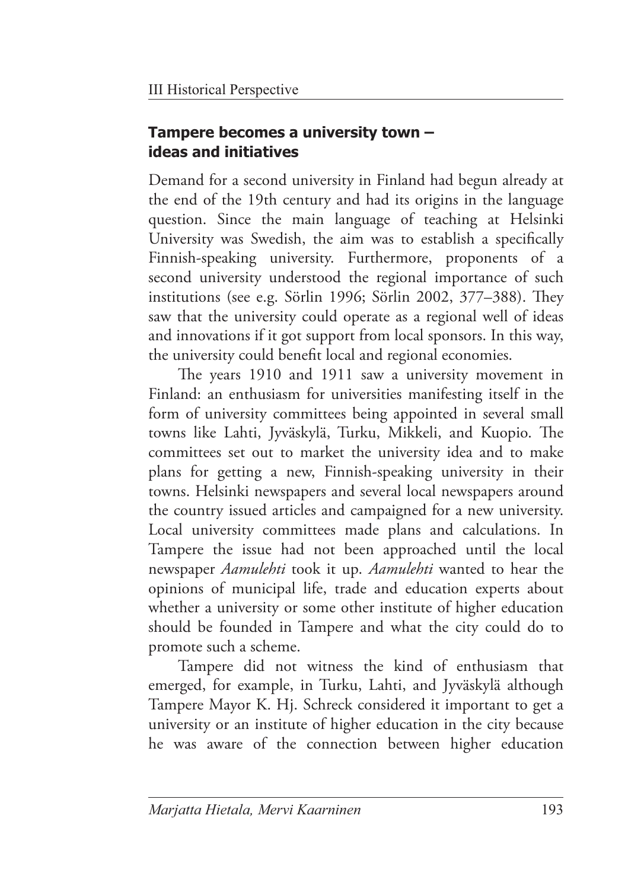## Tampere becomes a university town – ideas and initiatives

Demand for a second university in Finland had begun already at the end of the 19th century and had its origins in the language question. Since the main language of teaching at Helsinki University was Swedish, the aim was to establish a specifically Finnish-speaking university. Furthermore, proponents of a second university understood the regional importance of such institutions (see e.g. Sörlin 1996; Sörlin 2002, 377–388). They saw that the university could operate as a regional well of ideas and innovations if it got support from local sponsors. In this way, the university could benefit local and regional economies.

The years 1910 and 1911 saw a university movement in Finland: an enthusiasm for universities manifesting itself in the form of university committees being appointed in several small towns like Lahti, Jyväskylä, Turku, Mikkeli, and Kuopio. The committees set out to market the university idea and to make plans for getting a new, Finnish-speaking university in their towns. Helsinki newspapers and several local newspapers around the country issued articles and campaigned for a new university. Local university committees made plans and calculations. In Tampere the issue had not been approached until the local newspaper *Aamulehti* took it up. *Aamulehti* wanted to hear the opinions of municipal life, trade and education experts about whether a university or some other institute of higher education should be founded in Tampere and what the city could do to promote such a scheme.

Tampere did not witness the kind of enthusiasm that emerged, for example, in Turku, Lahti, and Jyväskylä although Tampere Mayor K. Hj. Schreck considered it important to get a university or an institute of higher education in the city because he was aware of the connection between higher education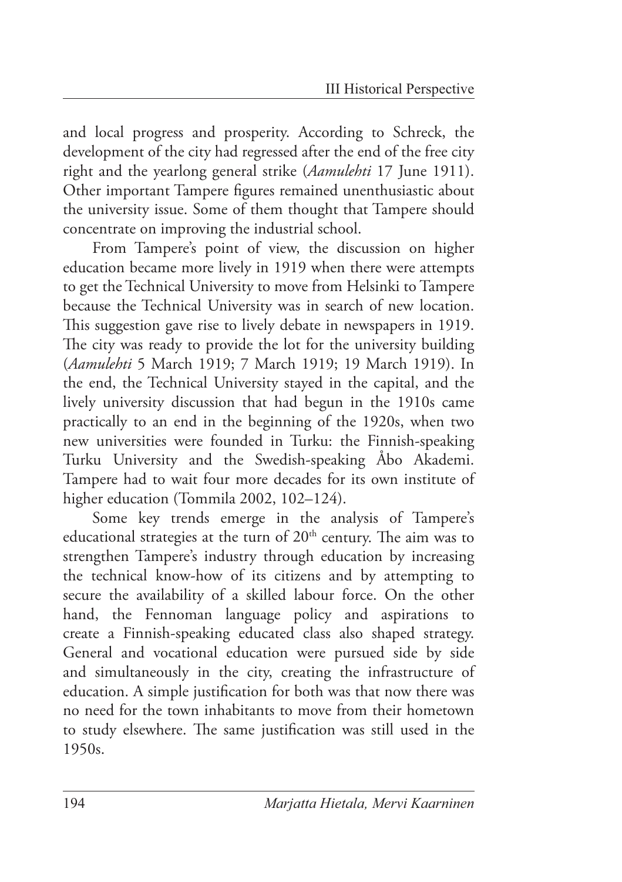and local progress and prosperity. According to Schreck, the development of the city had regressed after the end of the free city right and the yearlong general strike (*Aamulehti* 17 June 1911). Other important Tampere figures remained unenthusiastic about the university issue. Some of them thought that Tampere should concentrate on improving the industrial school.

From Tampere's point of view, the discussion on higher education became more lively in 1919 when there were attempts to get the Technical University to move from Helsinki to Tampere because the Technical University was in search of new location. This suggestion gave rise to lively debate in newspapers in 1919. The city was ready to provide the lot for the university building (*Aamulehti* 5 March 1919; 7 March 1919; 19 March 1919). In the end, the Technical University stayed in the capital, and the lively university discussion that had begun in the 1910s came practically to an end in the beginning of the 1920s, when two new universities were founded in Turku: the Finnish-speaking Turku University and the Swedish-speaking Åbo Akademi. Tampere had to wait four more decades for its own institute of higher education (Tommila 2002, 102–124).

Some key trends emerge in the analysis of Tampere's educational strategies at the turn of 20th century. The aim was to strengthen Tampere's industry through education by increasing the technical know-how of its citizens and by attempting to secure the availability of a skilled labour force. On the other hand, the Fennoman language policy and aspirations to create a Finnish-speaking educated class also shaped strategy. General and vocational education were pursued side by side and simultaneously in the city, creating the infrastructure of education. A simple justification for both was that now there was no need for the town inhabitants to move from their hometown to study elsewhere. The same justification was still used in the 1950s.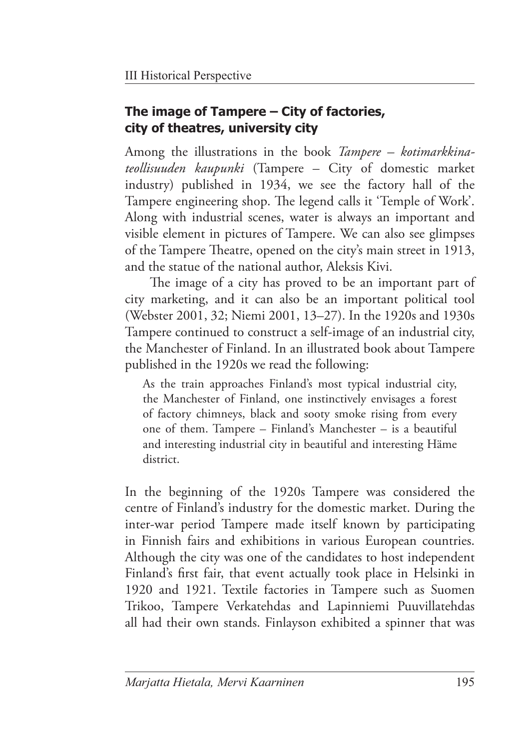## The image of Tampere – City of factories, city of theatres, university city

Among the illustrations in the book *Tampere – kotimarkkina-teollisuuden kaupunki* (Tampere – City of domestic market industry) published in 1934, we see the factory hall of the Tampere engineering shop. The legend calls it 'Temple of Work'. Along with industrial scenes, water is always an important and visible element in pictures of Tampere. We can also see glimpses of the Tampere Theatre, opened on the city's main street in 1913, and the statue of the national author, Aleksis Kivi.

The image of a city has proved to be an important part of city marketing, and it can also be an important political tool (Webster 2001, 32; Niemi 2001, 13–27). In the 1920s and 1930s Tampere continued to construct a self-image of an industrial city, the Manchester of Finland. In an illustrated book about Tampere published in the 1920s we read the following:

> As the train approaches Finland's most typical industrial city, the Manchester of Finland, one instinctively envisages a forest of factory chimneys, black and sooty smoke rising from every one of them. Tampere – Finland's Manchester – is a beautiful and interesting industrial city in beautiful and interesting Häme district.

In the beginning of the 1920s Tampere was considered the centre of Finland's industry for the domestic market. During the inter-war period Tampere made itself known by participating in Finnish fairs and exhibitions in various European countries. Although the city was one of the candidates to host independent Finland's first fair, that event actually took place in Helsinki in 1920 and 1921. Textile factories in Tampere such as Suomen Trikoo, Tampere Verkatehdas and Lapinniemi Puuvillatehdas all had their own stands. Finlayson exhibited a spinner that was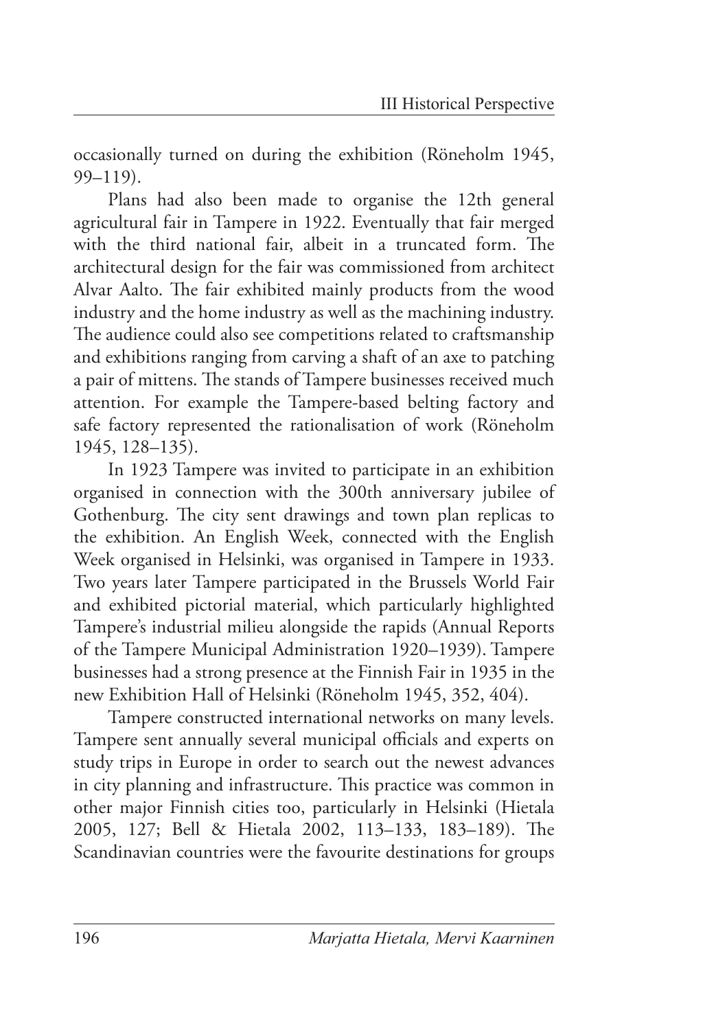occasionally turned on during the exhibition (Röneholm 1945, 99–119).

Plans had also been made to organise the 12th general agricultural fair in Tampere in 1922. Eventually that fair merged with the third national fair, albeit in a truncated form. The architectural design for the fair was commissioned from architect Alvar Aalto. The fair exhibited mainly products from the wood industry and the home industry as well as the machining industry. The audience could also see competitions related to craftsmanship and exhibitions ranging from carving a shaft of an axe to patching a pair of mittens. The stands of Tampere businesses received much attention. For example the Tampere-based belting factory and safe factory represented the rationalisation of work (Röneholm 1945, 128–135).

In 1923 Tampere was invited to participate in an exhibition organised in connection with the 300th anniversary jubilee of Gothenburg. The city sent drawings and town plan replicas to the exhibition. An English Week, connected with the English Week organised in Helsinki, was organised in Tampere in 1933. Two years later Tampere participated in the Brussels World Fair and exhibited pictorial material, which particularly highlighted Tampere's industrial milieu alongside the rapids (Annual Reports of the Tampere Municipal Administration 1920–1939). Tampere businesses had a strong presence at the Finnish Fair in 1935 in the new Exhibition Hall of Helsinki (Röneholm 1945, 352, 404).

Tampere constructed international networks on many levels. Tampere sent annually several municipal officials and experts on study trips in Europe in order to search out the newest advances in city planning and infrastructure. This practice was common in other major Finnish cities too, particularly in Helsinki (Hietala 2005, 127; Bell & Hietala 2002, 113–133, 183–189). The Scandinavian countries were the favourite destinations for groups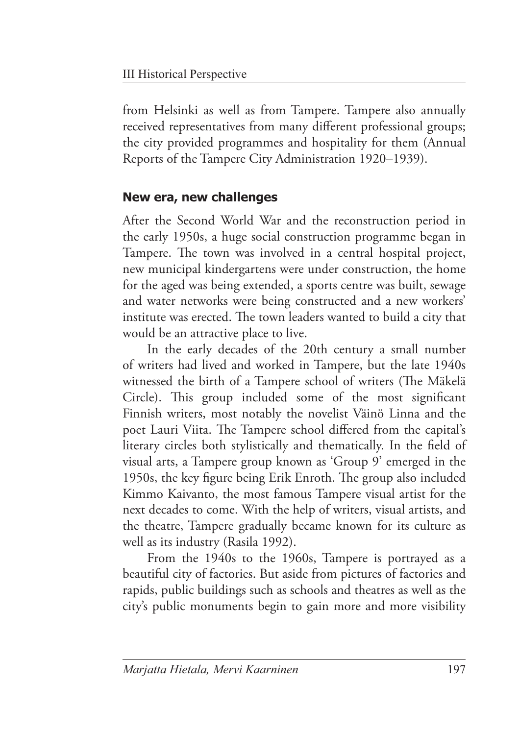from Helsinki as well as from Tampere. Tampere also annually received representatives from many different professional groups; the city provided programmes and hospitality for them (Annual Reports of the Tampere City Administration 1920–1939).

## New era, new challenges

After the Second World War and the reconstruction period in the early 1950s, a huge social construction programme began in Tampere. The town was involved in a central hospital project, new municipal kindergartens were under construction, the home for the aged was being extended, a sports centre was built, sewage and water networks were being constructed and a new workers' institute was erected. The town leaders wanted to build a city that would be an attractive place to live.

In the early decades of the 20th century a small number of writers had lived and worked in Tampere, but the late 1940s witnessed the birth of a Tampere school of writers (The Mäkelä Circle). This group included some of the most significant Finnish writers, most notably the novelist Väinö Linna and the poet Lauri Viita. The Tampere school differed from the capital's literary circles both stylistically and thematically. In the field of visual arts, a Tampere group known as 'Group 9' emerged in the 1950s, the key figure being Erik Enroth. The group also included Kimmo Kaivanto, the most famous Tampere visual artist for the next decades to come. With the help of writers, visual artists, and the theatre, Tampere gradually became known for its culture as well as its industry (Rasila 1992).

From the 1940s to the 1960s, Tampere is portrayed as a beautiful city of factories. But aside from pictures of factories and rapids, public buildings such as schools and theatres as well as the city's public monuments begin to gain more and more visibility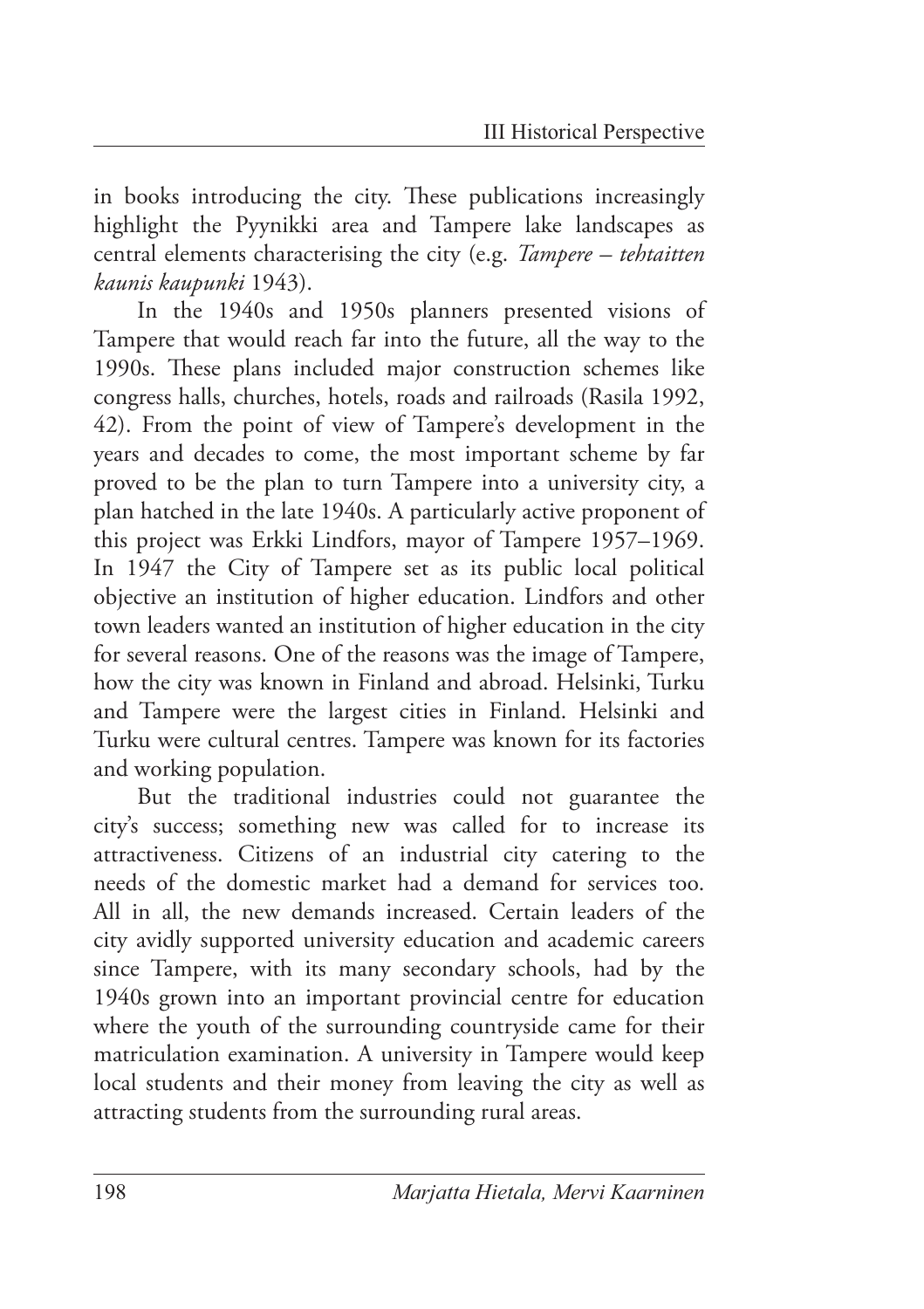in books introducing the city. These publications increasingly highlight the Pyynikki area and Tampere lake landscapes as central elements characterising the city (e.g. *Tampere – tehtaitten kaunis kaupunki* 1943).

In the 1940s and 1950s planners presented visions of Tampere that would reach far into the future, all the way to the 1990s. These plans included major construction schemes like congress halls, churches, hotels, roads and railroads (Rasila 1992, 42). From the point of view of Tampere's development in the years and decades to come, the most important scheme by far proved to be the plan to turn Tampere into a university city, a plan hatched in the late 1940s. A particularly active proponent of this project was Erkki Lindfors, mayor of Tampere 1957–1969. In 1947 the City of Tampere set as its public local political objective an institution of higher education. Lindfors and other town leaders wanted an institution of higher education in the city for several reasons. One of the reasons was the image of Tampere, how the city was known in Finland and abroad. Helsinki, Turku and Tampere were the largest cities in Finland. Helsinki and Turku were cultural centres. Tampere was known for its factories and working population.

But the traditional industries could not guarantee the city's success; something new was called for to increase its attractiveness. Citizens of an industrial city catering to the needs of the domestic market had a demand for services too. All in all, the new demands increased. Certain leaders of the city avidly supported university education and academic careers since Tampere, with its many secondary schools, had by the 1940s grown into an important provincial centre for education where the youth of the surrounding countryside came for their matriculation examination. A university in Tampere would keep local students and their money from leaving the city as well as attracting students from the surrounding rural areas.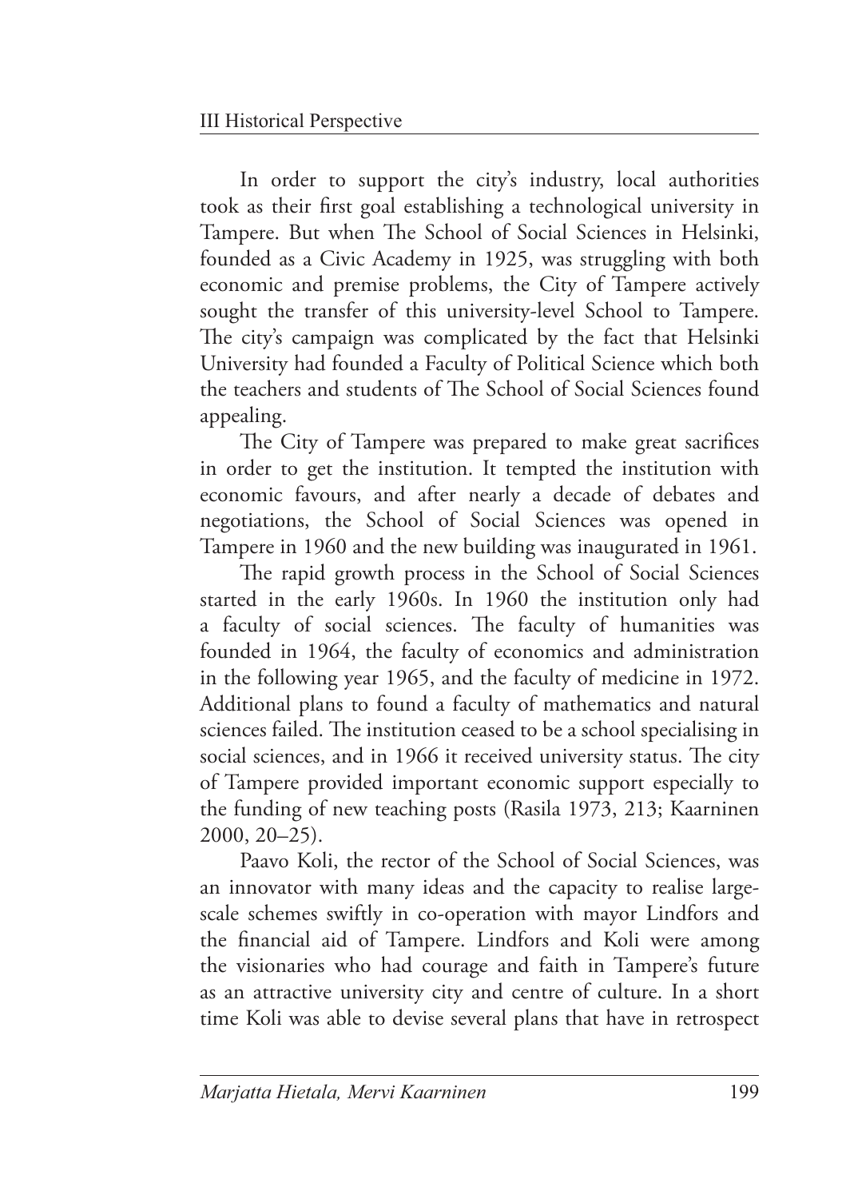In order to support the city's industry, local authorities took as their first goal establishing a technological university in Tampere. But when The School of Social Sciences in Helsinki, founded as a Civic Academy in 1925, was struggling with both economic and premise problems, the City of Tampere actively sought the transfer of this university-level School to Tampere. The city's campaign was complicated by the fact that Helsinki University had founded a Faculty of Political Science which both the teachers and students of The School of Social Sciences found appealing.

The City of Tampere was prepared to make great sacrifices in order to get the institution. It tempted the institution with economic favours, and after nearly a decade of debates and negotiations, the School of Social Sciences was opened in Tampere in 1960 and the new building was inaugurated in 1961.

The rapid growth process in the School of Social Sciences started in the early 1960s. In 1960 the institution only had a faculty of social sciences. The faculty of humanities was founded in 1964, the faculty of economics and administration in the following year 1965, and the faculty of medicine in 1972. Additional plans to found a faculty of mathematics and natural sciences failed. The institution ceased to be a school specialising in social sciences, and in 1966 it received university status. The city of Tampere provided important economic support especially to the funding of new teaching posts (Rasila 1973, 213; Kaarninen 2000, 20–25).

Paavo Koli, the rector of the School of Social Sciences, was an innovator with many ideas and the capacity to realise large-scale schemes swiftly in co-operation with mayor Lindfors and the financial aid of Tampere. Lindfors and Koli were among the visionaries who had courage and faith in Tampere's future as an attractive university city and centre of culture. In a short time Koli was able to devise several plans that have in retrospect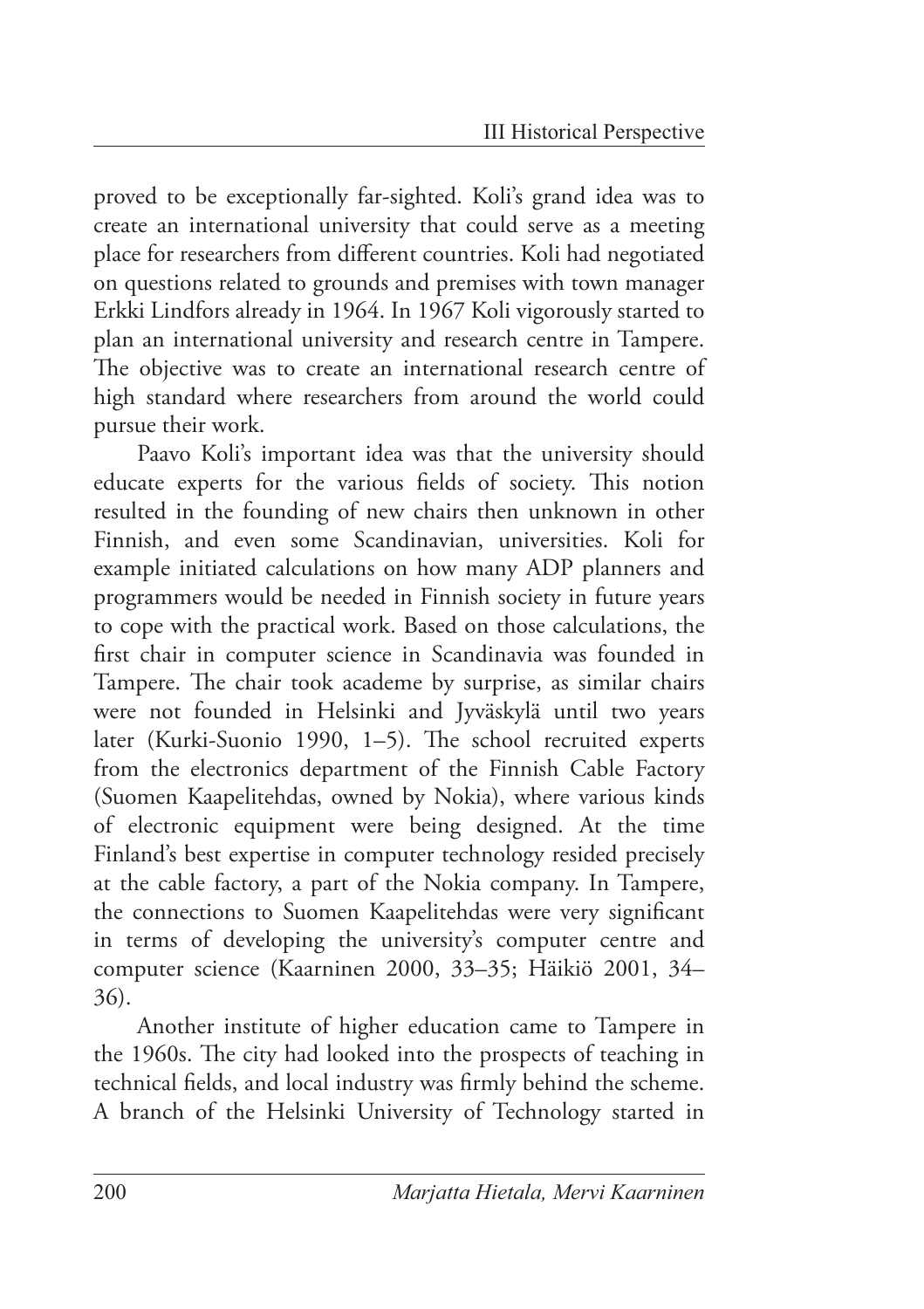proved to be exceptionally far-sighted. Koli's grand idea was to create an international university that could serve as a meeting place for researchers from different countries. Koli had negotiated on questions related to grounds and premises with town manager Erkki Lindfors already in 1964. In 1967 Koli vigorously started to plan an international university and research centre in Tampere. The objective was to create an international research centre of high standard where researchers from around the world could pursue their work.

Paavo Koli's important idea was that the university should educate experts for the various fields of society. This notion resulted in the founding of new chairs then unknown in other Finnish, and even some Scandinavian, universities. Koli for example initiated calculations on how many ADP planners and programmers would be needed in Finnish society in future years to cope with the practical work. Based on those calculations, the first chair in computer science in Scandinavia was founded in Tampere. The chair took academe by surprise, as similar chairs were not founded in Helsinki and Jyväskylä until two years later (Kurki-Suonio 1990, 1–5). The school recruited experts from the electronics department of the Finnish Cable Factory (Suomen Kaapelitehdas, owned by Nokia), where various kinds of electronic equipment were being designed. At the time Finland's best expertise in computer technology resided precisely at the cable factory, a part of the Nokia company. In Tampere, the connections to Suomen Kaapelitehdas were very significant in terms of developing the university's computer centre and computer science (Kaarninen 2000, 33–35; Häikiö 2001, 34–36).

Another institute of higher education came to Tampere in the 1960s. The city had looked into the prospects of teaching in technical fields, and local industry was firmly behind the scheme. A branch of the Helsinki University of Technology started in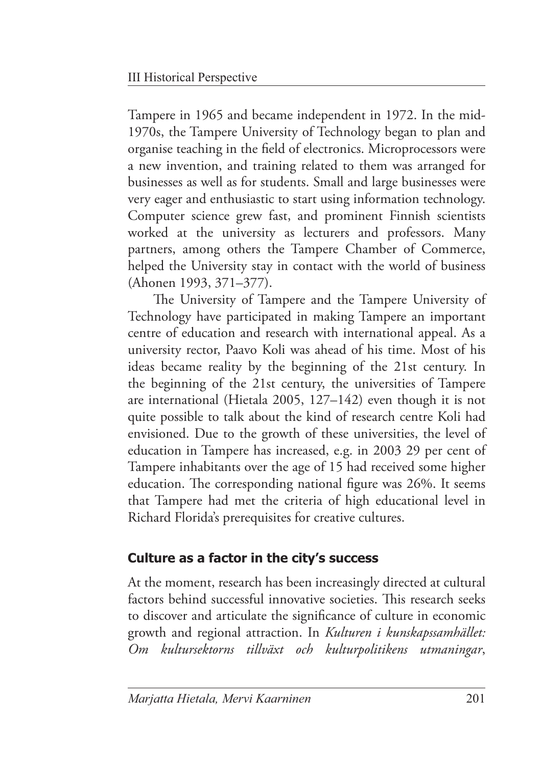Tampere in 1965 and became independent in 1972. In the mid-1970s, the Tampere University of Technology began to plan and organise teaching in the field of electronics. Microprocessors were a new invention, and training related to them was arranged for businesses as well as for students. Small and large businesses were very eager and enthusiastic to start using information technology. Computer science grew fast, and prominent Finnish scientists worked at the university as lecturers and professors. Many partners, among others the Tampere Chamber of Commerce, helped the University stay in contact with the world of business (Ahonen 1993, 371–377).

The University of Tampere and the Tampere University of Technology have participated in making Tampere an important centre of education and research with international appeal. As a university rector, Paavo Koli was ahead of his time. Most of his ideas became reality by the beginning of the 21st century. In the beginning of the 21st century, the universities of Tampere are international (Hietala 2005, 127–142) even though it is not quite possible to talk about the kind of research centre Koli had envisioned. Due to the growth of these universities, the level of education in Tampere has increased, e.g. in 2003 29 per cent of Tampere inhabitants over the age of 15 had received some higher education. The corresponding national figure was 26%. It seems that Tampere had met the criteria of high educational level in Richard Florida's prerequisites for creative cultures.

## Culture as a factor in the city's success

At the moment, research has been increasingly directed at cultural factors behind successful innovative societies. This research seeks to discover and articulate the significance of culture in economic growth and regional attraction. In *Kulturen i kunskapssamhället: Om kultursektorns tillväxt och kulturpolitikens utmaningar*,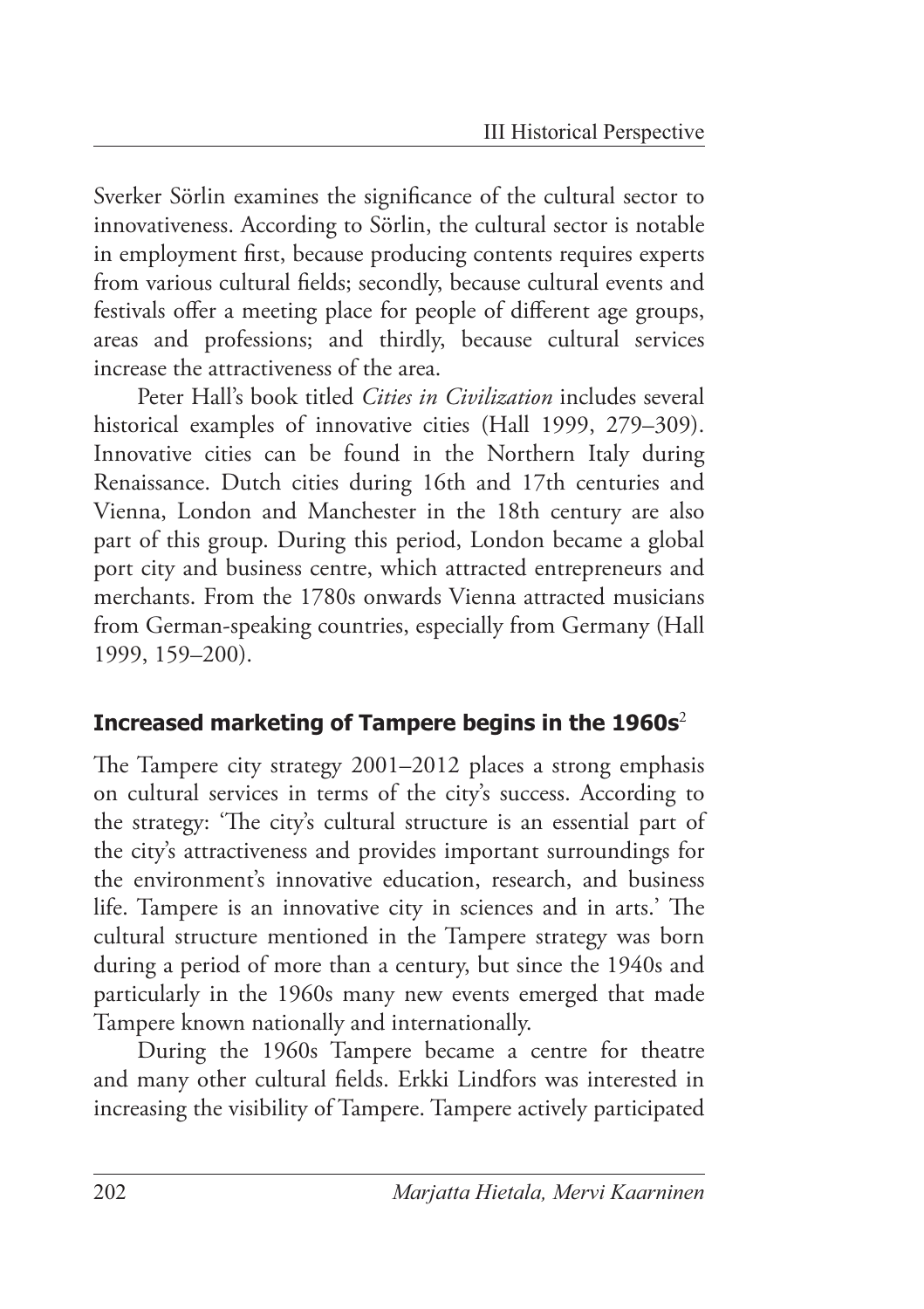Sverker Sörlin examines the significance of the cultural sector to innovativeness. According to Sörlin, the cultural sector is notable in employment first, because producing contents requires experts from various cultural fields; secondly, because cultural events and festivals offer a meeting place for people of different age groups, areas and professions; and thirdly, because cultural services increase the attractiveness of the area.

Peter Hall's book titled *Cities in Civilization* includes several historical examples of innovative cities (Hall 1999, 279–309). Innovative cities can be found in the Northern Italy during Renaissance. Dutch cities during 16th and 17th centuries and Vienna, London and Manchester in the 18th century are also part of this group. During this period, London became a global port city and business centre, which attracted entrepreneurs and merchants. From the 1780s onwards Vienna attracted musicians from German-speaking countries, especially from Germany (Hall 1999, 159–200).

## Increased marketing of Tampere begins in the 1960s[2]

The Tampere city strategy 2001–2012 places a strong emphasis on cultural services in terms of the city's success. According to the strategy: 'The city's cultural structure is an essential part of the city's attractiveness and provides important surroundings for the environment's innovative education, research, and business life. Tampere is an innovative city in sciences and in arts.' The cultural structure mentioned in the Tampere strategy was born during a period of more than a century, but since the 1940s and particularly in the 1960s many new events emerged that made Tampere known nationally and internationally.

During the 1960s Tampere became a centre for theatre and many other cultural fields. Erkki Lindfors was interested in increasing the visibility of Tampere. Tampere actively participated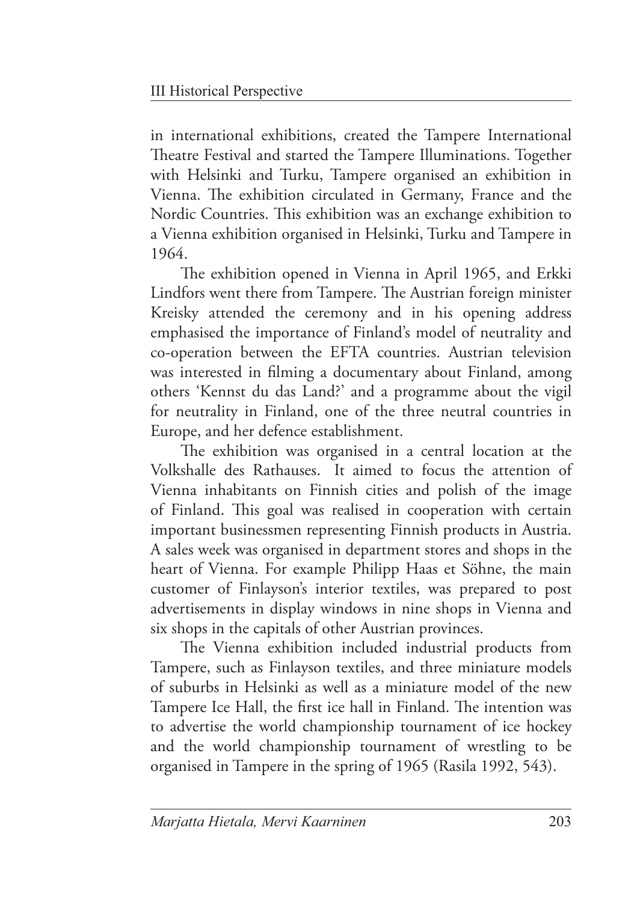in international exhibitions, created the Tampere International Theatre Festival and started the Tampere Illuminations. Together with Helsinki and Turku, Tampere organised an exhibition in Vienna. The exhibition circulated in Germany, France and the Nordic Countries. This exhibition was an exchange exhibition to a Vienna exhibition organised in Helsinki, Turku and Tampere in 1964.

The exhibition opened in Vienna in April 1965, and Erkki Lindfors went there from Tampere. The Austrian foreign minister Kreisky attended the ceremony and in his opening address emphasised the importance of Finland's model of neutrality and co-operation between the EFTA countries. Austrian television was interested in filming a documentary about Finland, among others 'Kennst du das Land?' and a programme about the vigil for neutrality in Finland, one of the three neutral countries in Europe, and her defence establishment.

The exhibition was organised in a central location at the Volkshalle des Rathauses. It aimed to focus the attention of Vienna inhabitants on Finnish cities and polish of the image of Finland. This goal was realised in cooperation with certain important businessmen representing Finnish products in Austria. A sales week was organised in department stores and shops in the heart of Vienna. For example Philipp Haas et Söhne, the main customer of Finlayson's interior textiles, was prepared to post advertisements in display windows in nine shops in Vienna and six shops in the capitals of other Austrian provinces.

The Vienna exhibition included industrial products from Tampere, such as Finlayson textiles, and three miniature models of suburbs in Helsinki as well as a miniature model of the new Tampere Ice Hall, the first ice hall in Finland. The intention was to advertise the world championship tournament of ice hockey and the world championship tournament of wrestling to be organised in Tampere in the spring of 1965 (Rasila 1992, 543).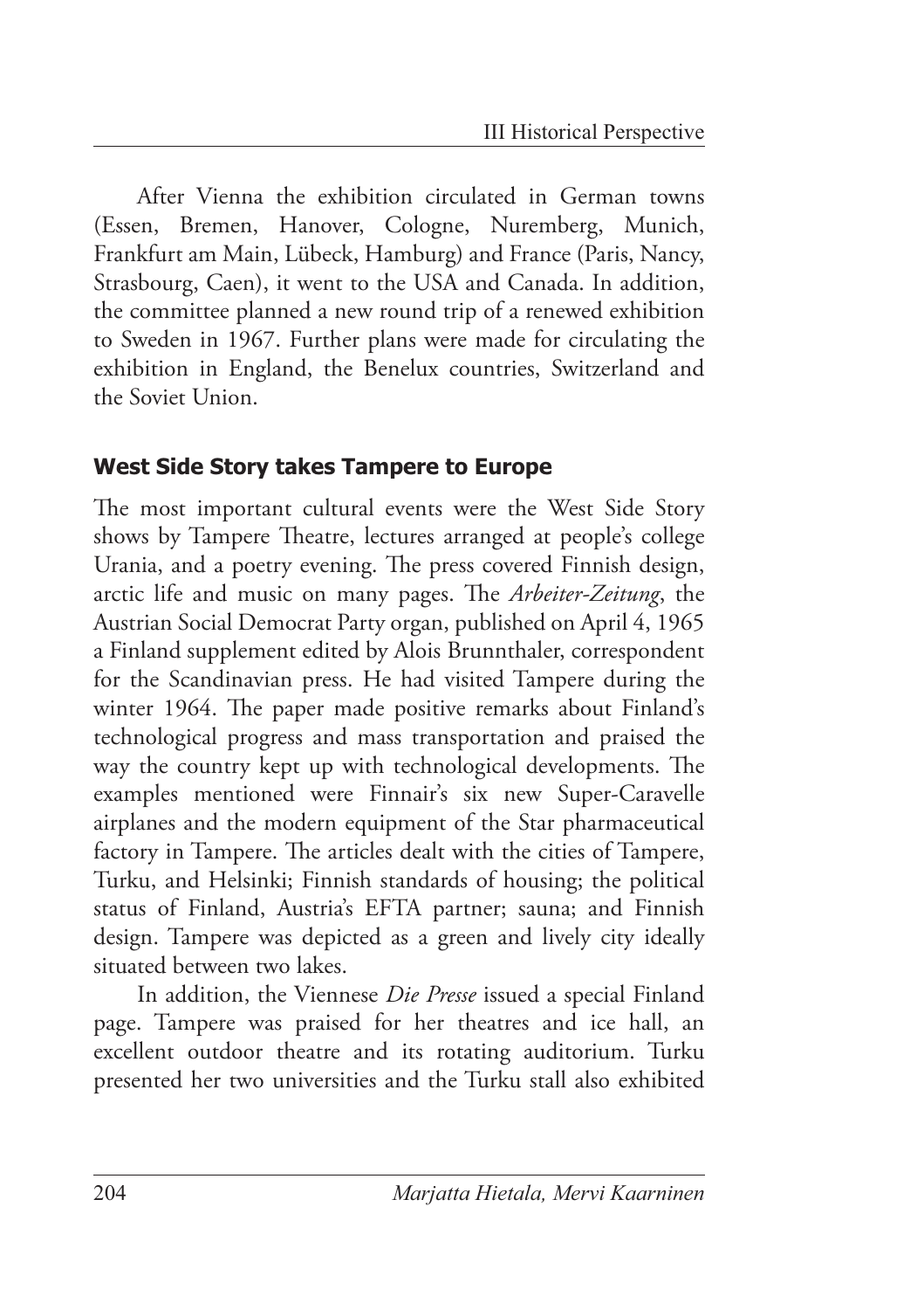After Vienna the exhibition circulated in German towns (Essen, Bremen, Hanover, Cologne, Nuremberg, Munich, Frankfurt am Main, Lübeck, Hamburg) and France (Paris, Nancy, Strasbourg, Caen), it went to the USA and Canada. In addition, the committee planned a new round trip of a renewed exhibition to Sweden in 1967. Further plans were made for circulating the exhibition in England, the Benelux countries, Switzerland and the Soviet Union.

## West Side Story takes Tampere to Europe

The most important cultural events were the West Side Story shows by Tampere Theatre, lectures arranged at people's college Urania, and a poetry evening. The press covered Finnish design, arctic life and music on many pages. The *Arbeiter-Zeitung*, the Austrian Social Democrat Party organ, published on April 4, 1965 a Finland supplement edited by Alois Brunnthaler, correspondent for the Scandinavian press. He had visited Tampere during the winter 1964. The paper made positive remarks about Finland's technological progress and mass transportation and praised the way the country kept up with technological developments. The examples mentioned were Finnair's six new Super-Caravelle airplanes and the modern equipment of the Star pharmaceutical factory in Tampere. The articles dealt with the cities of Tampere, Turku, and Helsinki; Finnish standards of housing; the political status of Finland, Austria's EFTA partner; sauna; and Finnish design. Tampere was depicted as a green and lively city ideally situated between two lakes.

In addition, the Viennese *Die Presse* issued a special Finland page. Tampere was praised for her theatres and ice hall, an excellent outdoor theatre and its rotating auditorium. Turku presented her two universities and the Turku stall also exhibited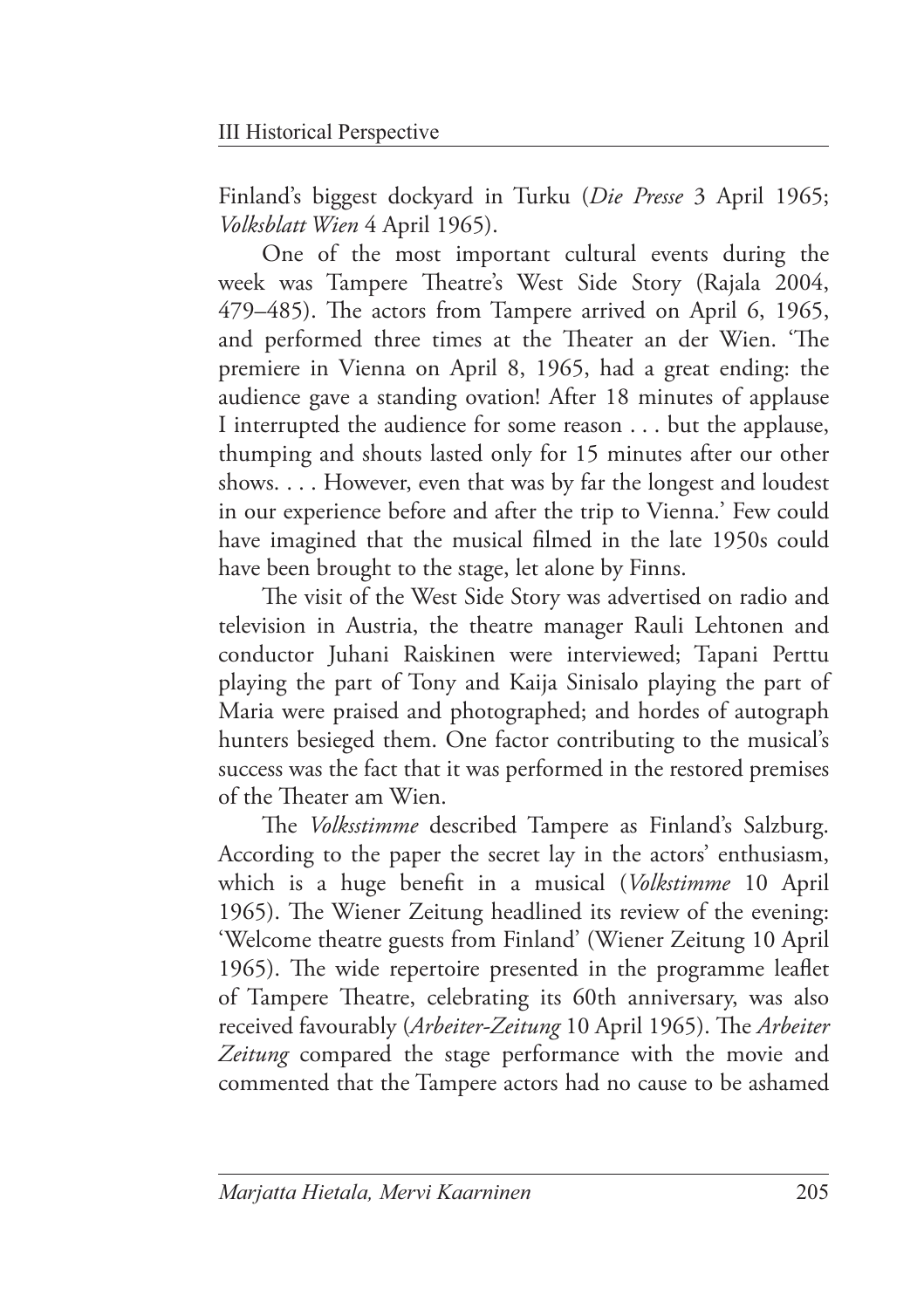Finland's biggest dockyard in Turku (*Die Presse* 3 April 1965; *Volksblatt Wien* 4 April 1965).

One of the most important cultural events during the week was Tampere Theatre's West Side Story (Rajala 2004, 479–485). The actors from Tampere arrived on April 6, 1965, and performed three times at the Theater an der Wien. 'The premiere in Vienna on April 8, 1965, had a great ending: the audience gave a standing ovation! After 18 minutes of applause I interrupted the audience for some reason . . . but the applause, thumping and shouts lasted only for 15 minutes after our other shows. . . . However, even that was by far the longest and loudest in our experience before and after the trip to Vienna.' Few could have imagined that the musical filmed in the late 1950s could have been brought to the stage, let alone by Finns.

The visit of the West Side Story was advertised on radio and television in Austria, the theatre manager Rauli Lehtonen and conductor Juhani Raiskinen were interviewed; Tapani Perttu playing the part of Tony and Kaija Sinisalo playing the part of Maria were praised and photographed; and hordes of autograph hunters besieged them. One factor contributing to the musical's success was the fact that it was performed in the restored premises of the Theater am Wien.

The *Volksstimme* described Tampere as Finland's Salzburg. According to the paper the secret lay in the actors' enthusiasm, which is a huge benefit in a musical (*Volkstimme* 10 April 1965). The Wiener Zeitung headlined its review of the evening: 'Welcome theatre guests from Finland' (Wiener Zeitung 10 April 1965). The wide repertoire presented in the programme leaflet of Tampere Theatre, celebrating its 60th anniversary, was also received favourably (*Arbeiter-Zeitung* 10 April 1965). The *Arbeiter Zeitung* compared the stage performance with the movie and commented that the Tampere actors had no cause to be ashamed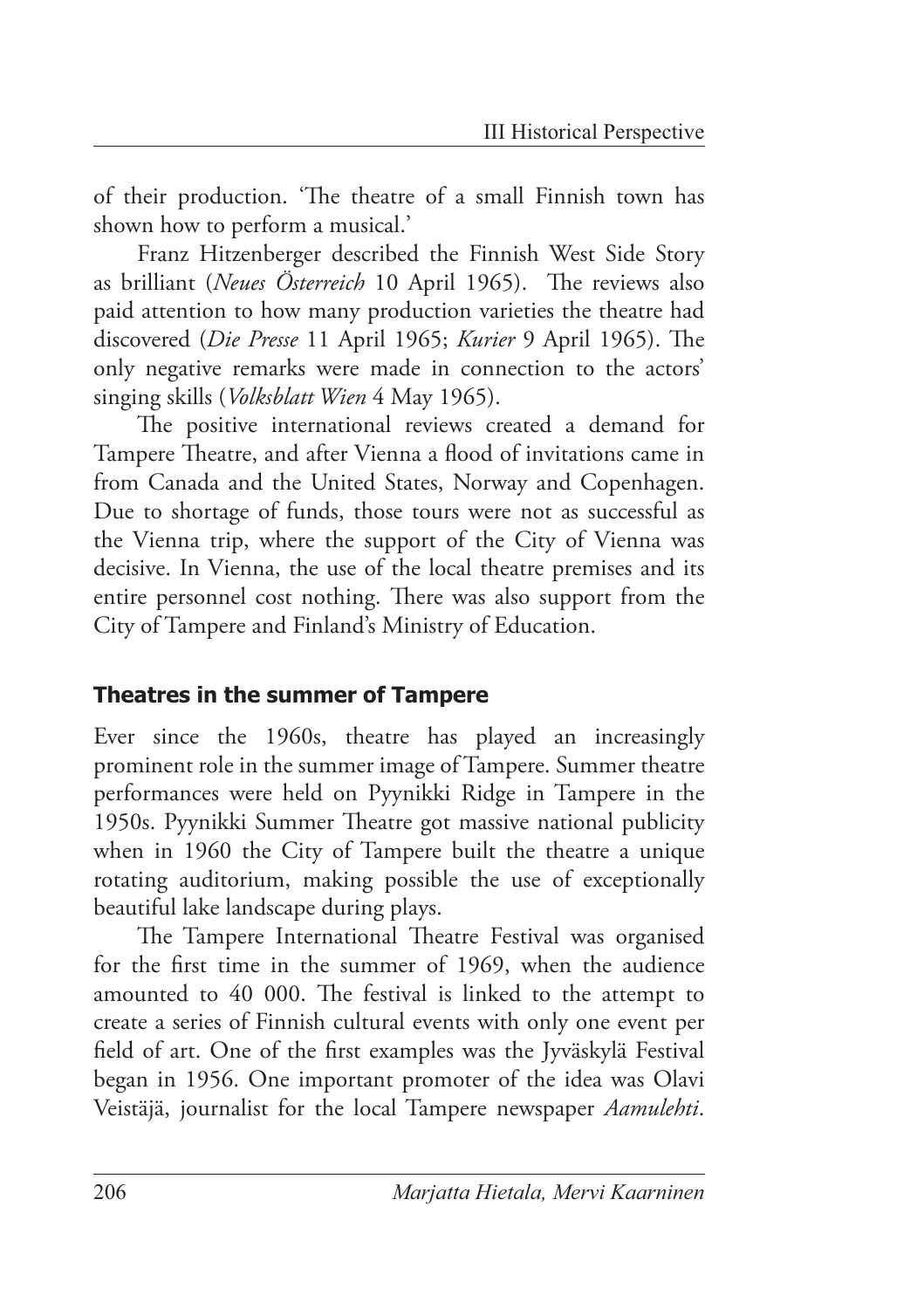of their production. 'The theatre of a small Finnish town has shown how to perform a musical.'

Franz Hitzenberger described the Finnish West Side Story as brilliant (*Neues Österreich* 10 April 1965). The reviews also paid attention to how many production varieties the theatre had discovered (*Die Presse* 11 April 1965; *Kurier* 9 April 1965). The only negative remarks were made in connection to the actors' singing skills (*Volksblatt Wien* 4 May 1965).

The positive international reviews created a demand for Tampere Theatre, and after Vienna a flood of invitations came in from Canada and the United States, Norway and Copenhagen. Due to shortage of funds, those tours were not as successful as the Vienna trip, where the support of the City of Vienna was decisive. In Vienna, the use of the local theatre premises and its entire personnel cost nothing. There was also support from the City of Tampere and Finland's Ministry of Education.

## Theatres in the summer of Tampere

Ever since the 1960s, theatre has played an increasingly prominent role in the summer image of Tampere. Summer theatre performances were held on Pyynikki Ridge in Tampere in the 1950s. Pyynikki Summer Theatre got massive national publicity when in 1960 the City of Tampere built the theatre a unique rotating auditorium, making possible the use of exceptionally beautiful lake landscape during plays.

The Tampere International Theatre Festival was organised for the first time in the summer of 1969, when the audience amounted to 40 000. The festival is linked to the attempt to create a series of Finnish cultural events with only one event per field of art. One of the first examples was the Jyväskylä Festival began in 1956. One important promoter of the idea was Olavi Veistäjä, journalist for the local Tampere newspaper *Aamulehti*.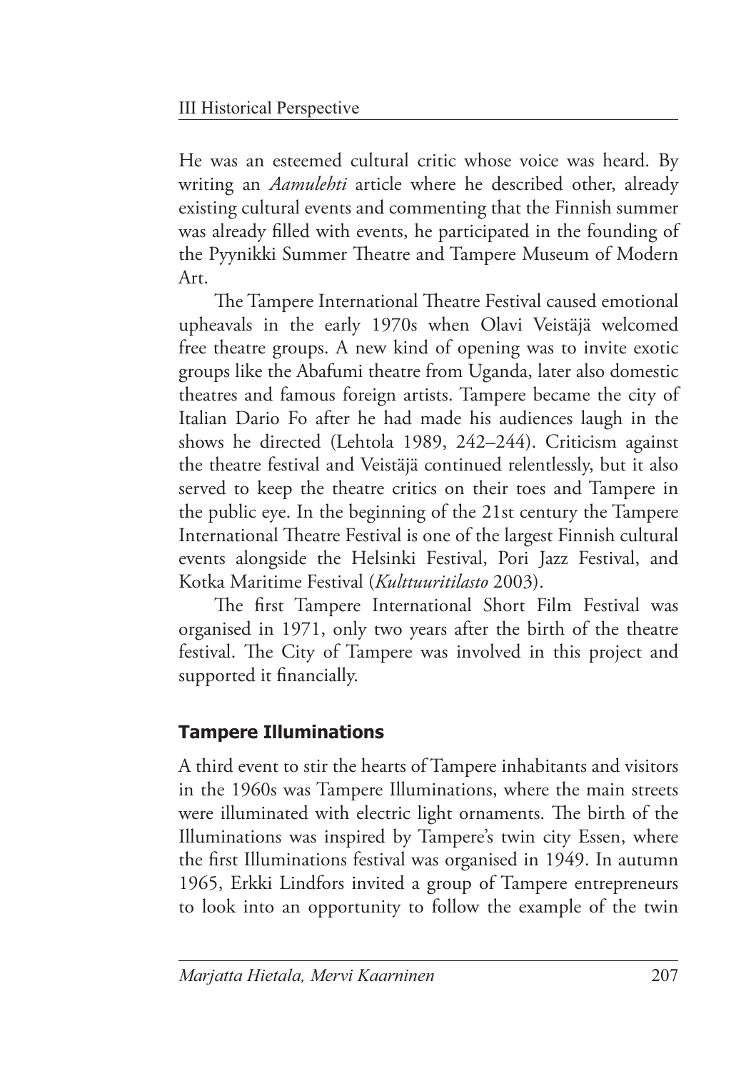He was an esteemed cultural critic whose voice was heard. By writing an *Aamulehti* article where he described other, already existing cultural events and commenting that the Finnish summer was already filled with events, he participated in the founding of the Pyynikki Summer Theatre and Tampere Museum of Modern Art.

The Tampere International Theatre Festival caused emotional upheavals in the early 1970s when Olavi Veistäjä welcomed free theatre groups. A new kind of opening was to invite exotic groups like the Abafumi theatre from Uganda, later also domestic theatres and famous foreign artists. Tampere became the city of Italian Dario Fo after he had made his audiences laugh in the shows he directed (Lehtola 1989, 242–244). Criticism against the theatre festival and Veistäjä continued relentlessly, but it also served to keep the theatre critics on their toes and Tampere in the public eye. In the beginning of the 21st century the Tampere International Theatre Festival is one of the largest Finnish cultural events alongside the Helsinki Festival, Pori Jazz Festival, and Kotka Maritime Festival (*Kulttuuritilasto* 2003).

The first Tampere International Short Film Festival was organised in 1971, only two years after the birth of the theatre festival. The City of Tampere was involved in this project and supported it financially.

### Tampere Illuminations

A third event to stir the hearts of Tampere inhabitants and visitors in the 1960s was Tampere Illuminations, where the main streets were illuminated with electric light ornaments. The birth of the Illuminations was inspired by Tampere's twin city Essen, where the first Illuminations festival was organised in 1949. In autumn 1965, Erkki Lindfors invited a group of Tampere entrepreneurs to look into an opportunity to follow the example of the twin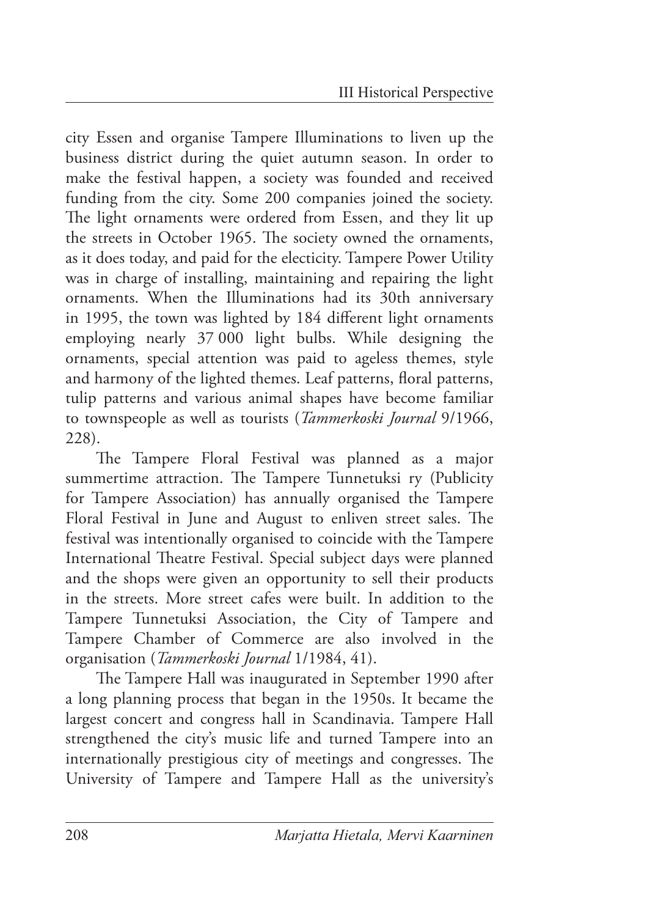city Essen and organise Tampere Illuminations to liven up the business district during the quiet autumn season. In order to make the festival happen, a society was founded and received funding from the city. Some 200 companies joined the society. The light ornaments were ordered from Essen, and they lit up the streets in October 1965. The society owned the ornaments, as it does today, and paid for the electicity. Tampere Power Utility was in charge of installing, maintaining and repairing the light ornaments. When the Illuminations had its 30th anniversary in 1995, the town was lighted by 184 different light ornaments employing nearly 37 000 light bulbs. While designing the ornaments, special attention was paid to ageless themes, style and harmony of the lighted themes. Leaf patterns, floral patterns, tulip patterns and various animal shapes have become familiar to townspeople as well as tourists (*Tammerkoski Journal* 9/1966, 228).

The Tampere Floral Festival was planned as a major summertime attraction. The Tampere Tunnetuksi ry (Publicity for Tampere Association) has annually organised the Tampere Floral Festival in June and August to enliven street sales. The festival was intentionally organised to coincide with the Tampere International Theatre Festival. Special subject days were planned and the shops were given an opportunity to sell their products in the streets. More street cafes were built. In addition to the Tampere Tunnetuksi Association, the City of Tampere and Tampere Chamber of Commerce are also involved in the organisation (*Tammerkoski Journal* 1/1984, 41).

The Tampere Hall was inaugurated in September 1990 after a long planning process that began in the 1950s. It became the largest concert and congress hall in Scandinavia. Tampere Hall strengthened the city's music life and turned Tampere into an internationally prestigious city of meetings and congresses. The University of Tampere and Tampere Hall as the university's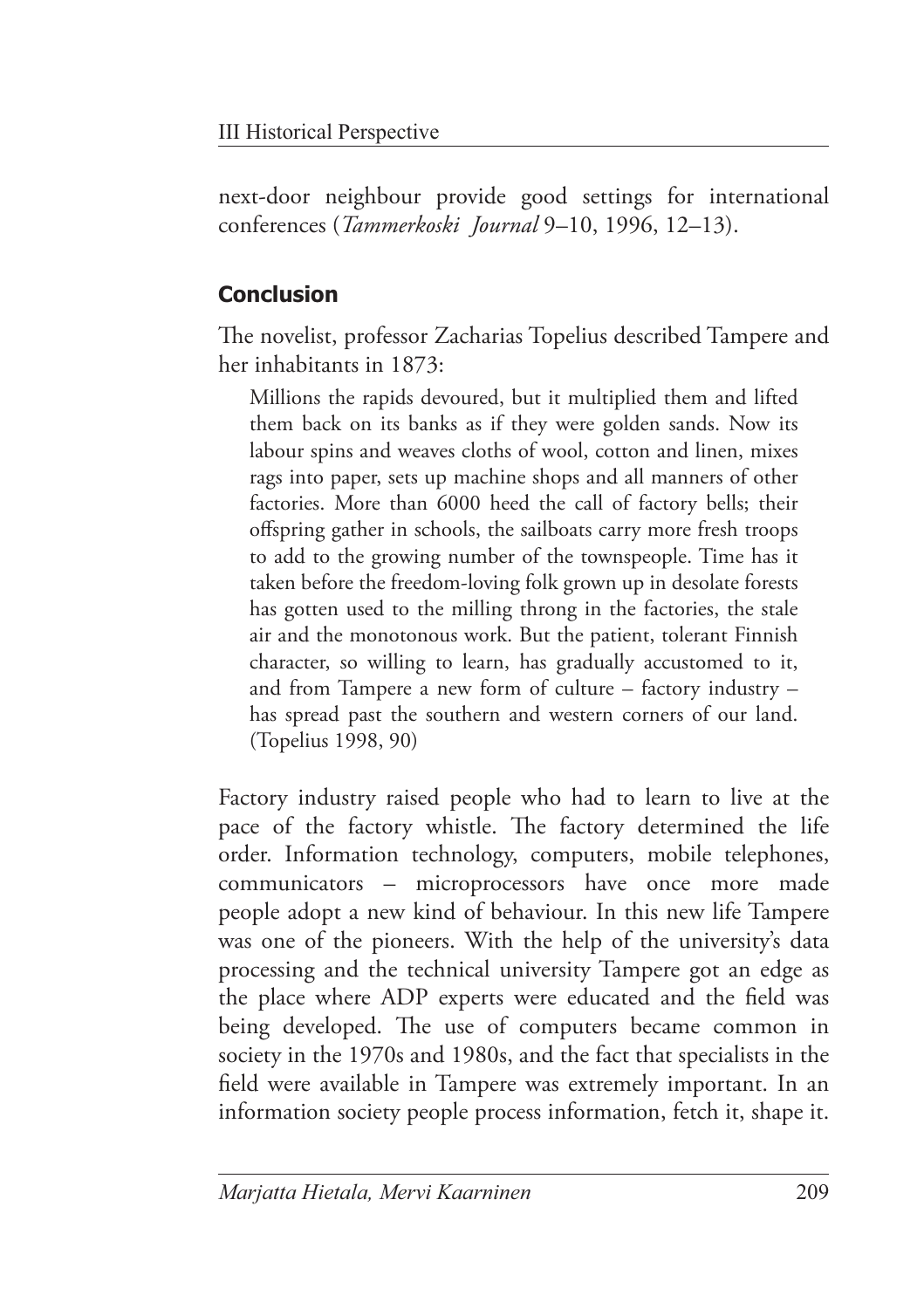next-door neighbour provide good settings for international conferences (*Tammerkoski Journal* 9–10, 1996, 12–13).

## Conclusion

The novelist, professor Zacharias Topelius described Tampere and her inhabitants in 1873:

> Millions the rapids devoured, but it multiplied them and lifted them back on its banks as if they were golden sands. Now its labour spins and weaves cloths of wool, cotton and linen, mixes rags into paper, sets up machine shops and all manners of other factories. More than 6000 heed the call of factory bells; their offspring gather in schools, the sailboats carry more fresh troops to add to the growing number of the townspeople. Time has it taken before the freedom-loving folk grown up in desolate forests has gotten used to the milling throng in the factories, the stale air and the monotonous work. But the patient, tolerant Finnish character, so willing to learn, has gradually accustomed to it, and from Tampere a new form of culture – factory industry – has spread past the southern and western corners of our land. (Topelius 1998, 90)

Factory industry raised people who had to learn to live at the pace of the factory whistle. The factory determined the life order. Information technology, computers, mobile telephones, communicators – microprocessors have once more made people adopt a new kind of behaviour. In this new life Tampere was one of the pioneers. With the help of the university's data processing and the technical university Tampere got an edge as the place where ADP experts were educated and the field was being developed. The use of computers became common in society in the 1970s and 1980s, and the fact that specialists in the field were available in Tampere was extremely important. In an information society people process information, fetch it, shape it.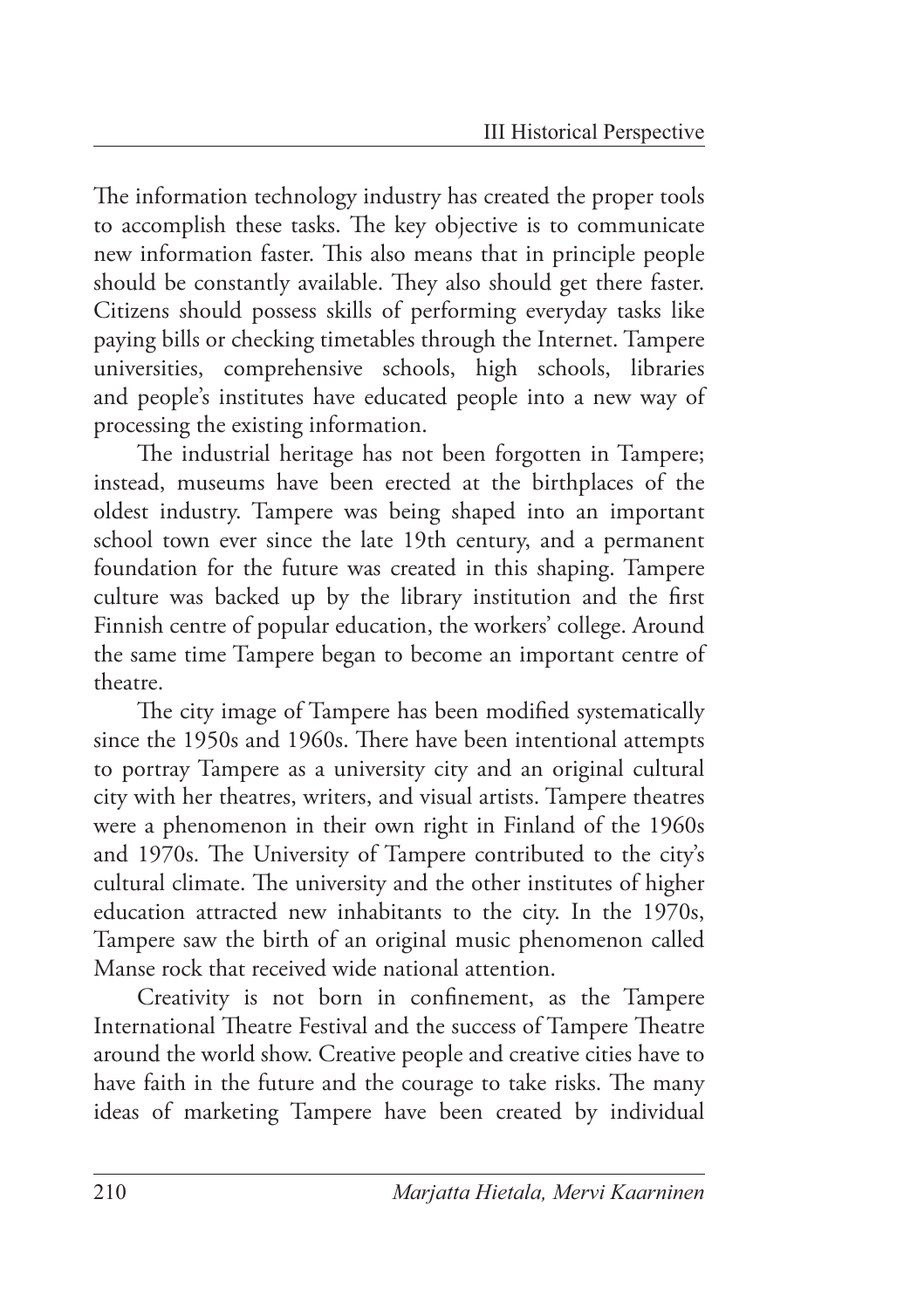The information technology industry has created the proper tools to accomplish these tasks. The key objective is to communicate new information faster. This also means that in principle people should be constantly available. They also should get there faster. Citizens should possess skills of performing everyday tasks like paying bills or checking timetables through the Internet. Tampere universities, comprehensive schools, high schools, libraries and people's institutes have educated people into a new way of processing the existing information.

The industrial heritage has not been forgotten in Tampere; instead, museums have been erected at the birthplaces of the oldest industry. Tampere was being shaped into an important school town ever since the late 19th century, and a permanent foundation for the future was created in this shaping. Tampere culture was backed up by the library institution and the first Finnish centre of popular education, the workers' college. Around the same time Tampere began to become an important centre of theatre.

The city image of Tampere has been modified systematically since the 1950s and 1960s. There have been intentional attempts to portray Tampere as a university city and an original cultural city with her theatres, writers, and visual artists. Tampere theatres were a phenomenon in their own right in Finland of the 1960s and 1970s. The University of Tampere contributed to the city's cultural climate. The university and the other institutes of higher education attracted new inhabitants to the city. In the 1970s, Tampere saw the birth of an original music phenomenon called Manse rock that received wide national attention.

Creativity is not born in confinement, as the Tampere International Theatre Festival and the success of Tampere Theatre around the world show. Creative people and creative cities have to have faith in the future and the courage to take risks. The many ideas of marketing Tampere have been created by individual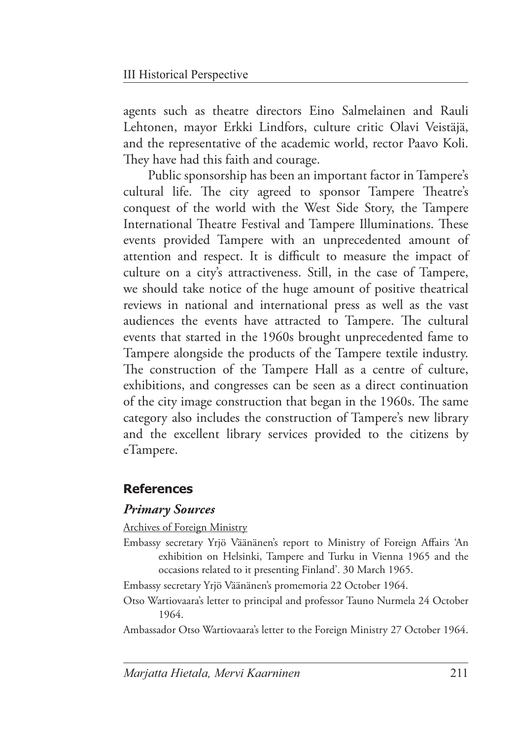agents such as theatre directors Eino Salmelainen and Rauli Lehtonen, mayor Erkki Lindfors, culture critic Olavi Veistäjä, and the representative of the academic world, rector Paavo Koli. They have had this faith and courage.

Public sponsorship has been an important factor in Tampere's cultural life. The city agreed to sponsor Tampere Theatre's conquest of the world with the West Side Story, the Tampere International Theatre Festival and Tampere Illuminations. These events provided Tampere with an unprecedented amount of attention and respect. It is difficult to measure the impact of culture on a city's attractiveness. Still, in the case of Tampere, we should take notice of the huge amount of positive theatrical reviews in national and international press as well as the vast audiences the events have attracted to Tampere. The cultural events that started in the 1960s brought unprecedented fame to Tampere alongside the products of the Tampere textile industry. The construction of the Tampere Hall as a centre of culture, exhibitions, and congresses can be seen as a direct continuation of the city image construction that began in the 1960s. The same category also includes the construction of Tampere's new library and the excellent library services provided to the citizens by eTampere.

## References

### *Primary Sources*

Archives of Foreign Ministry

Embassy secretary Yrjö Väänänen's report to Ministry of Foreign Affairs 'An exhibition on Helsinki, Tampere and Turku in Vienna 1965 and the occasions related to it presenting Finland'. 30 March 1965.

Embassy secretary Yrjö Väänänen's promemoria 22 October 1964.

Otso Wartiovaara's letter to principal and professor Tauno Nurmela 24 October 1964.

Ambassador Otso Wartiovaara's letter to the Foreign Ministry 27 October 1964.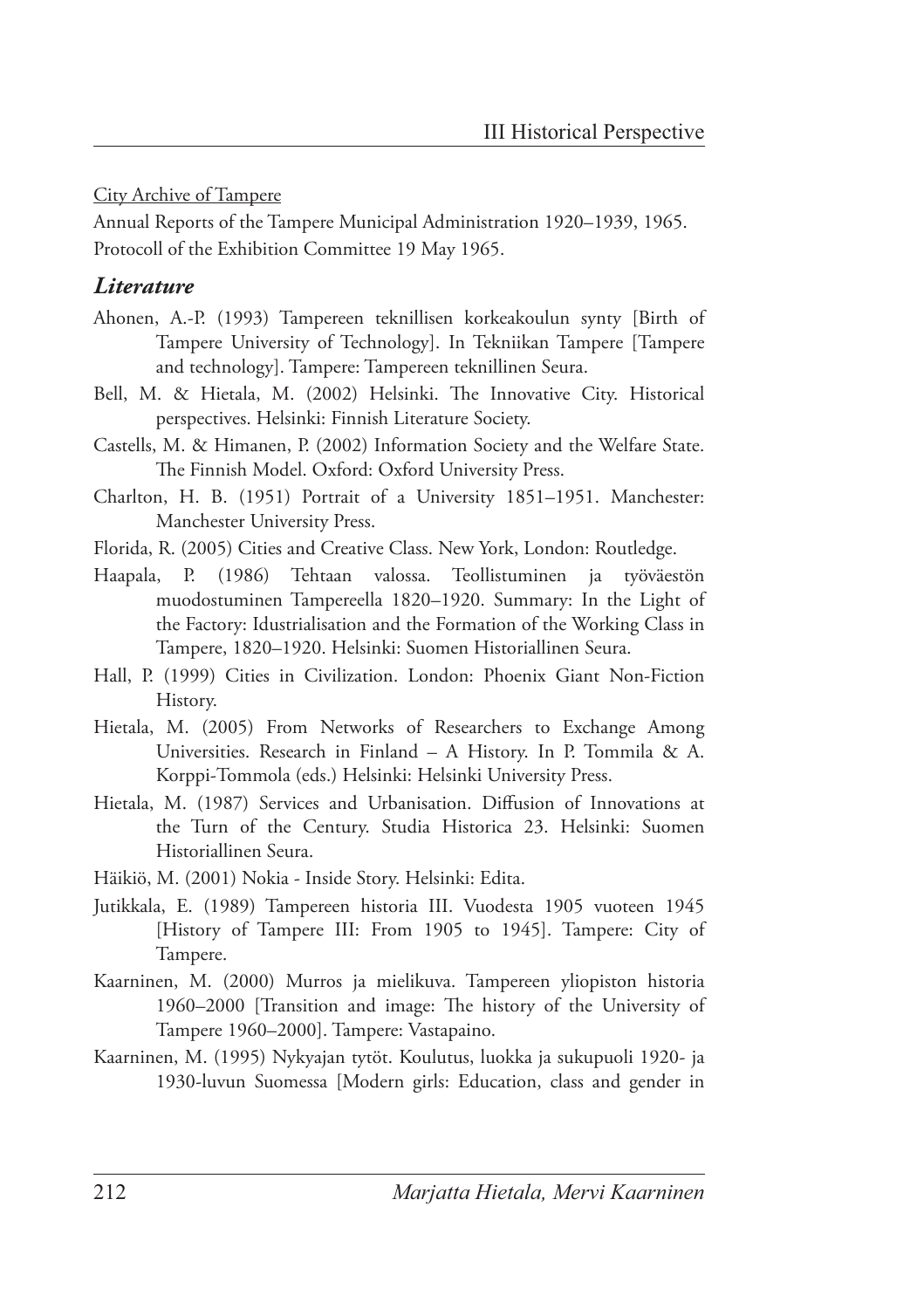City Archive of Tampere

Annual Reports of the Tampere Municipal Administration 1920–1939, 1965.

Protocoll of the Exhibition Committee 19 May 1965.

### *Literature*

Ahonen, A.-P. (1993) Tampereen teknillisen korkeakoulun synty [Birth of Tampere University of Technology]. In Tekniikan Tampere [Tampere and technology]. Tampere: Tampereen teknillinen Seura.

Bell, M. & Hietala, M. (2002) Helsinki. The Innovative City. Historical perspectives. Helsinki: Finnish Literature Society.

Castells, M. & Himanen, P. (2002) Information Society and the Welfare State. The Finnish Model. Oxford: Oxford University Press.

Charlton, H. B. (1951) Portrait of a University 1851–1951. Manchester: Manchester University Press.

Florida, R. (2005) Cities and Creative Class. New York, London: Routledge.

Haapala, P. (1986) Tehtaan valossa. Teollistuminen ja työväestön muodostuminen Tampereella 1820–1920. Summary: In the Light of the Factory: Idustrialisation and the Formation of the Working Class in Tampere, 1820–1920. Helsinki: Suomen Historiallinen Seura.

Hall, P. (1999) Cities in Civilization. London: Phoenix Giant Non-Fiction History.

Hietala, M. (2005) From Networks of Researchers to Exchange Among Universities. Research in Finland – A History. In P. Tommila & A. Korppi-Tommola (eds.) Helsinki: Helsinki University Press.

Hietala, M. (1987) Services and Urbanisation. Diffusion of Innovations at the Turn of the Century. Studia Historica 23. Helsinki: Suomen Historiallinen Seura.

Häikiö, M. (2001) Nokia - Inside Story. Helsinki: Edita.

Jutikkala, E. (1989) Tampereen historia III. Vuodesta 1905 vuoteen 1945 [History of Tampere III: From 1905 to 1945]. Tampere: City of Tampere.

Kaarninen, M. (2000) Murros ja mielikuva. Tampereen yliopiston historia 1960–2000 [Transition and image: The history of the University of Tampere 1960–2000]. Tampere: Vastapaino.

Kaarninen, M. (1995) Nykyajan tytöt. Koulutus, luokka ja sukupuoli 1920- ja 1930-luvun Suomessa [Modern girls: Education, class and gender in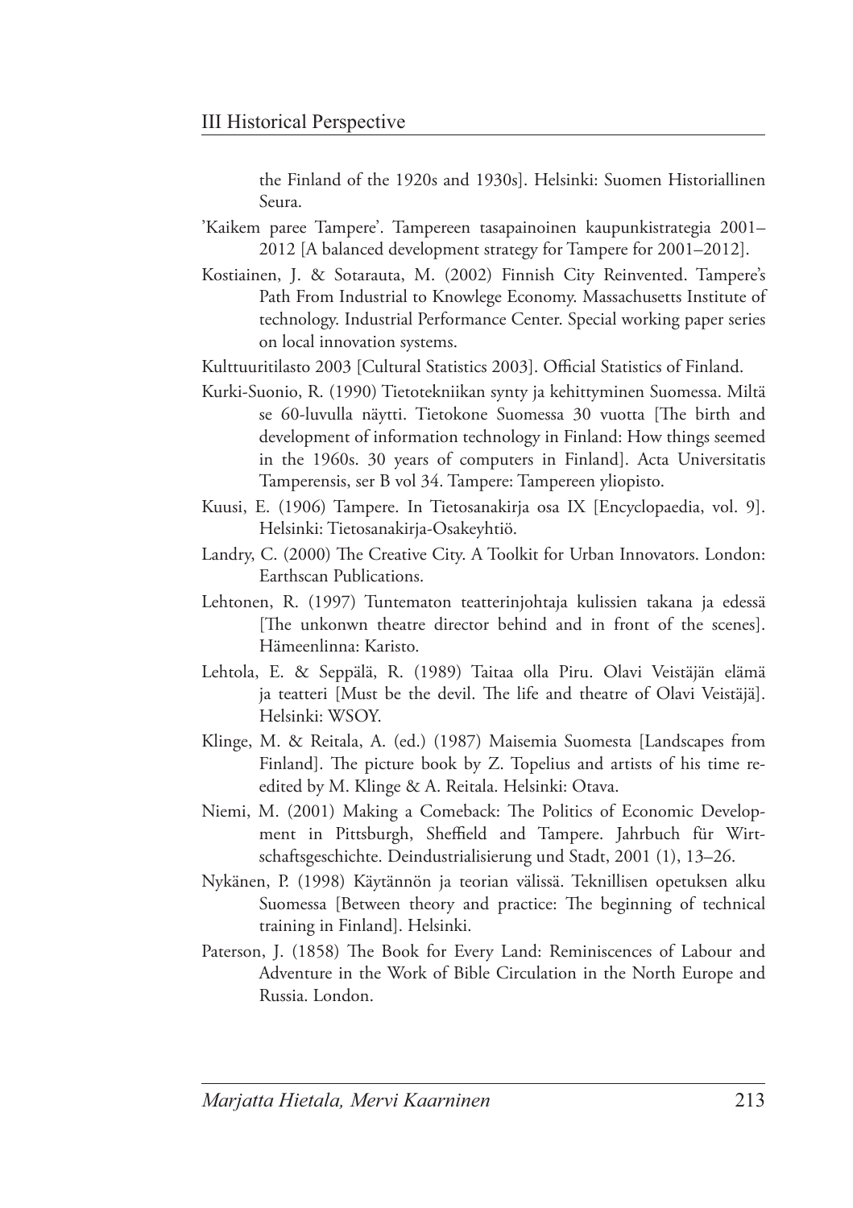the Finland of the 1920s and 1930s]. Helsinki: Suomen Historiallinen Seura.

'Kaikem paree Tampere'. Tampereen tasapainoinen kaupunkistrategia 2001–2012 [A balanced development strategy for Tampere for 2001–2012].

Kostiainen, J. & Sotarauta, M. (2002) Finnish City Reinvented. Tampere's Path From Industrial to Knowlege Economy. Massachusetts Institute of technology. Industrial Performance Center. Special working paper series on local innovation systems.

Kulttuuritilasto 2003 [Cultural Statistics 2003]. Official Statistics of Finland.

Kurki-Suonio, R. (1990) Tietotekniikan synty ja kehittyminen Suomessa. Miltä se 60-luvulla näytti. Tietokone Suomessa 30 vuotta [The birth and development of information technology in Finland: How things seemed in the 1960s. 30 years of computers in Finland]. Acta Universitatis Tamperensis, ser B vol 34. Tampere: Tampereen yliopisto.

Kuusi, E. (1906) Tampere. In Tietosanakirja osa IX [Encyclopaedia, vol. 9]. Helsinki: Tietosanakirja-Osakeyhtiö.

Landry, C. (2000) The Creative City. A Toolkit for Urban Innovators. London: Earthscan Publications.

Lehtonen, R. (1997) Tuntematon teatterinjohtaja kulissien takana ja edessä [The unkonwn theatre director behind and in front of the scenes]. Hämeenlinna: Karisto.

Lehtola, E. & Seppälä, R. (1989) Taitaa olla Piru. Olavi Veistäjän elämä ja teatteri [Must be the devil. The life and theatre of Olavi Veistäjä]. Helsinki: WSOY.

Klinge, M. & Reitala, A. (ed.) (1987) Maisemia Suomesta [Landscapes from Finland]. The picture book by Z. Topelius and artists of his time re-edited by M. Klinge & A. Reitala. Helsinki: Otava.

Niemi, M. (2001) Making a Comeback: The Politics of Economic Development in Pittsburgh, Sheffield and Tampere. Jahrbuch für Wirtschaftsgeschichte. Deindustrialisierung und Stadt, 2001 (1), 13–26.

Nykänen, P. (1998) Käytännön ja teorian välissä. Teknillisen opetuksen alku Suomessa [Between theory and practice: The beginning of technical training in Finland]. Helsinki.

Paterson, J. (1858) The Book for Every Land: Reminiscences of Labour and Adventure in the Work of Bible Circulation in the North Europe and Russia. London.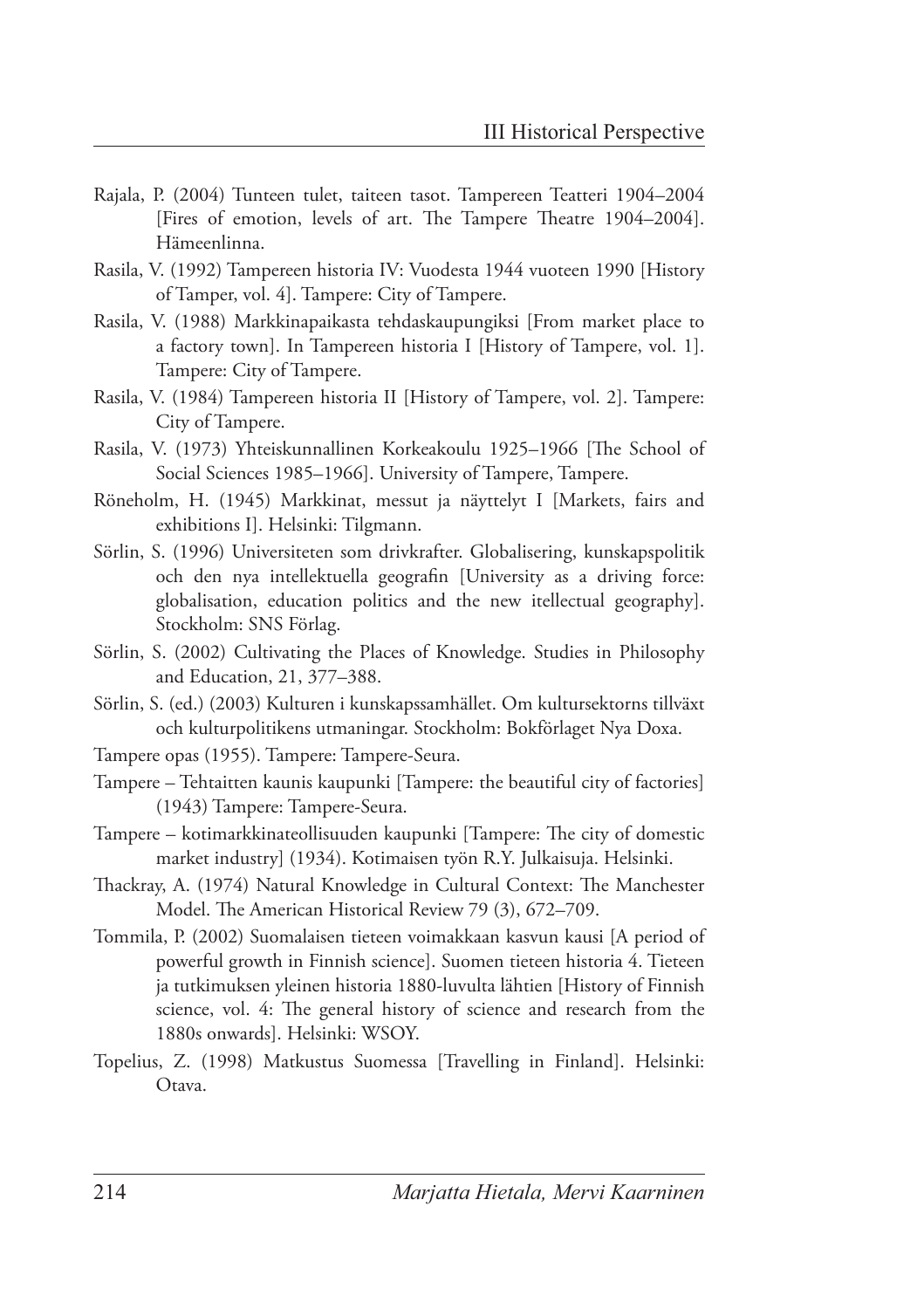Rajala, P. (2004) Tunteen tulet, taiteen tasot. Tampereen Teatteri 1904–2004 [Fires of emotion, levels of art. The Tampere Theatre 1904–2004]. Hämeenlinna.

Rasila, V. (1992) Tampereen historia IV: Vuodesta 1944 vuoteen 1990 [History of Tamper, vol. 4]. Tampere: City of Tampere.

Rasila, V. (1988) Markkinapaikasta tehdaskaupungiksi [From market place to a factory town]. In Tampereen historia I [History of Tampere, vol. 1]. Tampere: City of Tampere.

Rasila, V. (1984) Tampereen historia II [History of Tampere, vol. 2]. Tampere: City of Tampere.

Rasila, V. (1973) Yhteiskunnallinen Korkeakoulu 1925–1966 [The School of Social Sciences 1985–1966]. University of Tampere, Tampere.

Röneholm, H. (1945) Markkinat, messut ja näyttelyt I [Markets, fairs and exhibitions I]. Helsinki: Tilgmann.

Sörlin, S. (1996) Universiteten som drivkrafter. Globalisering, kunskapspolitik och den nya intellektuella geografin [University as a driving force: globalisation, education politics and the new itellectual geography]. Stockholm: SNS Förlag.

Sörlin, S. (2002) Cultivating the Places of Knowledge. Studies in Philosophy and Education, 21, 377–388.

Sörlin, S. (ed.) (2003) Kulturen i kunskapssamhället. Om kultursektorns tillväxt och kulturpolitikens utmaningar. Stockholm: Bokförlaget Nya Doxa.

Tampere opas (1955). Tampere: Tampere-Seura.

Tampere – Tehtaitten kaunis kaupunki [Tampere: the beautiful city of factories] (1943) Tampere: Tampere-Seura.

Tampere – kotimarkkinateollisuuden kaupunki [Tampere: The city of domestic market industry] (1934). Kotimaisen työn R.Y. Julkaisuja. Helsinki.

Thackray, A. (1974) Natural Knowledge in Cultural Context: The Manchester Model. The American Historical Review 79 (3), 672–709.

Tommila, P. (2002) Suomalaisen tieteen voimakkaan kasvun kausi [A period of powerful growth in Finnish science]. Suomen tieteen historia 4. Tieteen ja tutkimuksen yleinen historia 1880-luvulta lähtien [History of Finnish science, vol. 4: The general history of science and research from the 1880s onwards]. Helsinki: WSOY.

Topelius, Z. (1998) Matkustus Suomessa [Travelling in Finland]. Helsinki: Otava.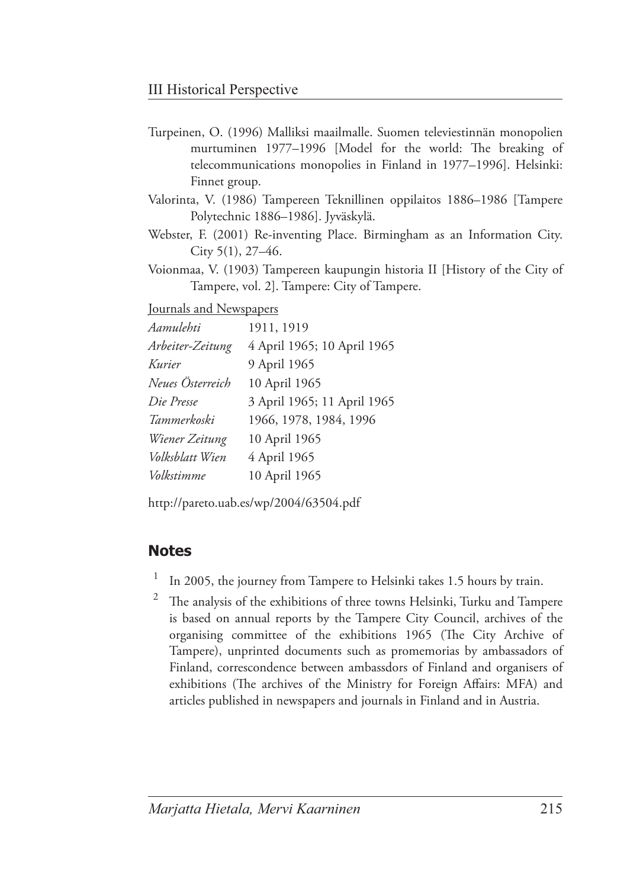Turpeinen, O. (1996) Malliksi maailmalle. Suomen televiestinnän monopolien murtuminen 1977–1996 [Model for the world: The breaking of telecommunications monopolies in Finland in 1977–1996]. Helsinki: Finnet group.

Valorinta, V. (1986) Tampereen Teknillinen oppilaitos 1886–1986 [Tampere Polytechnic 1886–1986]. Jyväskylä.

Webster, F. (2001) Re-inventing Place. Birmingham as an Information City. City 5(1), 27–46.

Voionmaa, V. (1903) Tampereen kaupungin historia II [History of the City of Tampere, vol. 2]. Tampere: City of Tampere.

Journals and Newspapers

| | |
|---|---|
| *Aamulehti* | 1911, 1919 |
| *Arbeiter-Zeitung* | 4 April 1965; 10 April 1965 |
| *Kurier* | 9 April 1965 |
| *Neues Österreich* | 10 April 1965 |
| *Die Presse* | 3 April 1965; 11 April 1965 |
| *Tammerkoski* | 1966, 1978, 1984, 1996 |
| *Wiener Zeitung* | 10 April 1965 |
| *Volksblatt Wien* | 4 April 1965 |
| *Volkstimme* | 10 April 1965 |

http://pareto.uab.es/wp/2004/63504.pdf

## Notes

[1] In 2005, the journey from Tampere to Helsinki takes 1.5 hours by train.

[2] The analysis of the exhibitions of three towns Helsinki, Turku and Tampere is based on annual reports by the Tampere City Council, archives of the organising committee of the exhibitions 1965 (The City Archive of Tampere), unprinted documents such as promemorias by ambassadors of Finland, correscondence between ambassdors of Finland and organisers of exhibitions (The archives of the Ministry for Foreign Affairs: MFA) and articles published in newspapers and journals in Finland and in Austria.